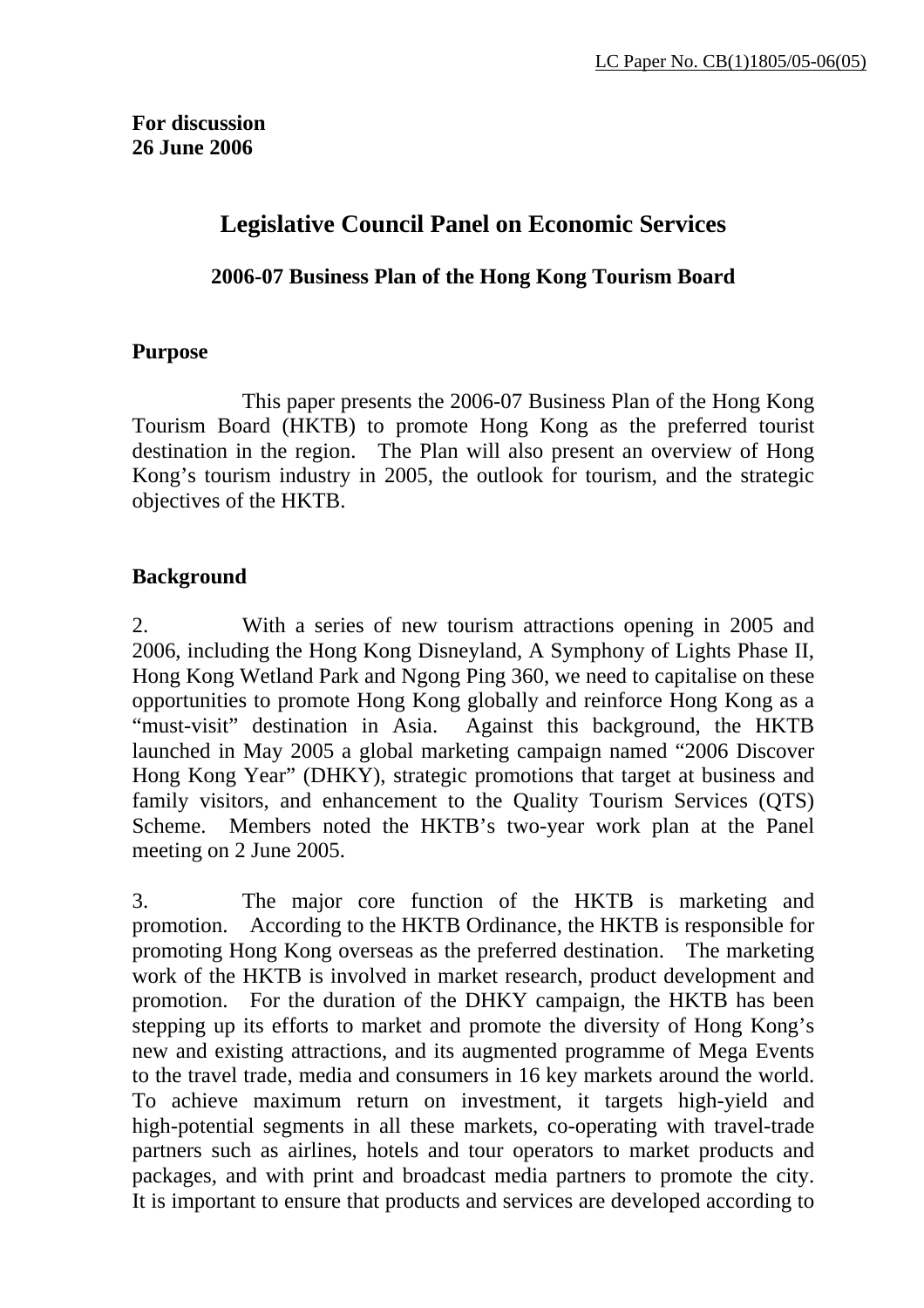LC Paper No. CB(1)1805/05-06(05)

**For discussion**
**26 June 2006**

# Legislative Council Panel on Economic Services

## 2006-07 Business Plan of the Hong Kong Tourism Board

### Purpose

This paper presents the 2006-07 Business Plan of the Hong Kong Tourism Board (HKTB) to promote Hong Kong as the preferred tourist destination in the region. The Plan will also present an overview of Hong Kong's tourism industry in 2005, the outlook for tourism, and the strategic objectives of the HKTB.

### Background

2. With a series of new tourism attractions opening in 2005 and 2006, including the Hong Kong Disneyland, A Symphony of Lights Phase II, Hong Kong Wetland Park and Ngong Ping 360, we need to capitalise on these opportunities to promote Hong Kong globally and reinforce Hong Kong as a "must-visit" destination in Asia. Against this background, the HKTB launched in May 2005 a global marketing campaign named "2006 Discover Hong Kong Year" (DHKY), strategic promotions that target at business and family visitors, and enhancement to the Quality Tourism Services (QTS) Scheme. Members noted the HKTB's two-year work plan at the Panel meeting on 2 June 2005.

3. The major core function of the HKTB is marketing and promotion. According to the HKTB Ordinance, the HKTB is responsible for promoting Hong Kong overseas as the preferred destination. The marketing work of the HKTB is involved in market research, product development and promotion. For the duration of the DHKY campaign, the HKTB has been stepping up its efforts to market and promote the diversity of Hong Kong's new and existing attractions, and its augmented programme of Mega Events to the travel trade, media and consumers in 16 key markets around the world. To achieve maximum return on investment, it targets high-yield and high-potential segments in all these markets, co-operating with travel-trade partners such as airlines, hotels and tour operators to market products and packages, and with print and broadcast media partners to promote the city. It is important to ensure that products and services are developed according to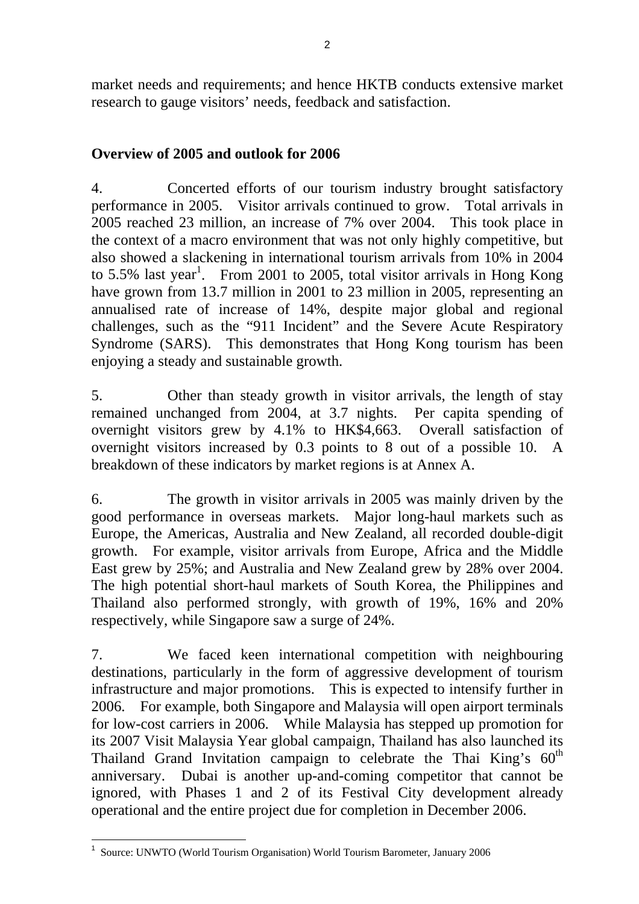market needs and requirements; and hence HKTB conducts extensive market research to gauge visitors' needs, feedback and satisfaction.

**Overview of 2005 and outlook for 2006**

4. Concerted efforts of our tourism industry brought satisfactory performance in 2005. Visitor arrivals continued to grow. Total arrivals in 2005 reached 23 million, an increase of 7% over 2004. This took place in the context of a macro environment that was not only highly competitive, but also showed a slackening in international tourism arrivals from 10% in 2004 to 5.5% last year[1]. From 2001 to 2005, total visitor arrivals in Hong Kong have grown from 13.7 million in 2001 to 23 million in 2005, representing an annualised rate of increase of 14%, despite major global and regional challenges, such as the "911 Incident" and the Severe Acute Respiratory Syndrome (SARS). This demonstrates that Hong Kong tourism has been enjoying a steady and sustainable growth.

5. Other than steady growth in visitor arrivals, the length of stay remained unchanged from 2004, at 3.7 nights. Per capita spending of overnight visitors grew by 4.1% to HK$4,663. Overall satisfaction of overnight visitors increased by 0.3 points to 8 out of a possible 10. A breakdown of these indicators by market regions is at Annex A.

6. The growth in visitor arrivals in 2005 was mainly driven by the good performance in overseas markets. Major long-haul markets such as Europe, the Americas, Australia and New Zealand, all recorded double-digit growth. For example, visitor arrivals from Europe, Africa and the Middle East grew by 25%; and Australia and New Zealand grew by 28% over 2004. The high potential short-haul markets of South Korea, the Philippines and Thailand also performed strongly, with growth of 19%, 16% and 20% respectively, while Singapore saw a surge of 24%.

7. We faced keen international competition with neighbouring destinations, particularly in the form of aggressive development of tourism infrastructure and major promotions. This is expected to intensify further in 2006. For example, both Singapore and Malaysia will open airport terminals for low-cost carriers in 2006. While Malaysia has stepped up promotion for its 2007 Visit Malaysia Year global campaign, Thailand has also launched its Thailand Grand Invitation campaign to celebrate the Thai King's 60th anniversary. Dubai is another up-and-coming competitor that cannot be ignored, with Phases 1 and 2 of its Festival City development already operational and the entire project due for completion in December 2006.

[1] Source: UNWTO (World Tourism Organisation) World Tourism Barometer, January 2006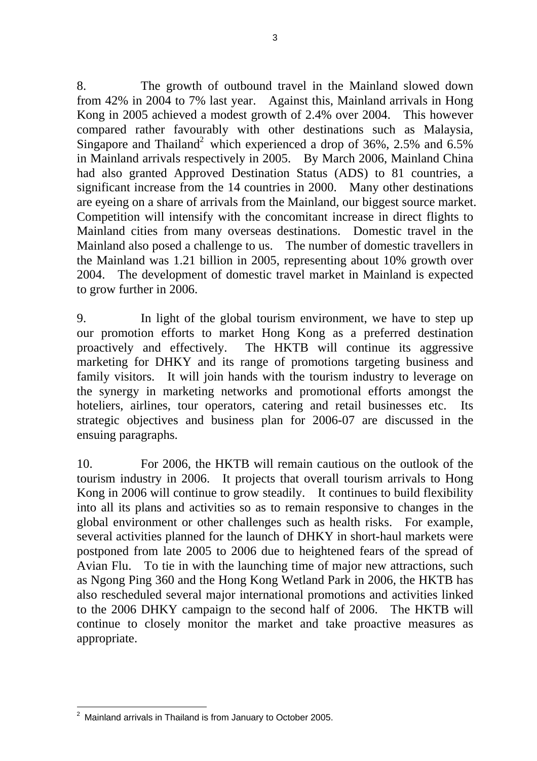8. The growth of outbound travel in the Mainland slowed down from 42% in 2004 to 7% last year. Against this, Mainland arrivals in Hong Kong in 2005 achieved a modest growth of 2.4% over 2004. This however compared rather favourably with other destinations such as Malaysia, Singapore and Thailand[2] which experienced a drop of 36%, 2.5% and 6.5% in Mainland arrivals respectively in 2005. By March 2006, Mainland China had also granted Approved Destination Status (ADS) to 81 countries, a significant increase from the 14 countries in 2000. Many other destinations are eyeing on a share of arrivals from the Mainland, our biggest source market. Competition will intensify with the concomitant increase in direct flights to Mainland cities from many overseas destinations. Domestic travel in the Mainland also posed a challenge to us. The number of domestic travellers in the Mainland was 1.21 billion in 2005, representing about 10% growth over 2004. The development of domestic travel market in Mainland is expected to grow further in 2006.

9. In light of the global tourism environment, we have to step up our promotion efforts to market Hong Kong as a preferred destination proactively and effectively. The HKTB will continue its aggressive marketing for DHKY and its range of promotions targeting business and family visitors. It will join hands with the tourism industry to leverage on the synergy in marketing networks and promotional efforts amongst the hoteliers, airlines, tour operators, catering and retail businesses etc. Its strategic objectives and business plan for 2006-07 are discussed in the ensuing paragraphs.

10. For 2006, the HKTB will remain cautious on the outlook of the tourism industry in 2006. It projects that overall tourism arrivals to Hong Kong in 2006 will continue to grow steadily. It continues to build flexibility into all its plans and activities so as to remain responsive to changes in the global environment or other challenges such as health risks. For example, several activities planned for the launch of DHKY in short-haul markets were postponed from late 2005 to 2006 due to heightened fears of the spread of Avian Flu. To tie in with the launching time of major new attractions, such as Ngong Ping 360 and the Hong Kong Wetland Park in 2006, the HKTB has also rescheduled several major international promotions and activities linked to the 2006 DHKY campaign to the second half of 2006. The HKTB will continue to closely monitor the market and take proactive measures as appropriate.

---

[2] Mainland arrivals in Thailand is from January to October 2005.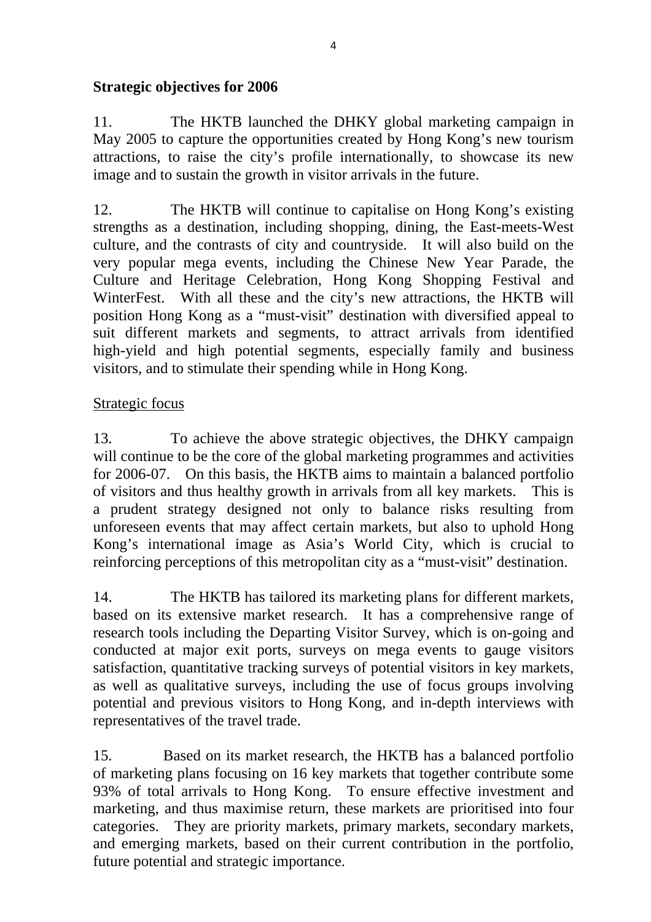**Strategic objectives for 2006**

11. The HKTB launched the DHKY global marketing campaign in May 2005 to capture the opportunities created by Hong Kong's new tourism attractions, to raise the city's profile internationally, to showcase its new image and to sustain the growth in visitor arrivals in the future.

12. The HKTB will continue to capitalise on Hong Kong's existing strengths as a destination, including shopping, dining, the East-meets-West culture, and the contrasts of city and countryside. It will also build on the very popular mega events, including the Chinese New Year Parade, the Culture and Heritage Celebration, Hong Kong Shopping Festival and WinterFest. With all these and the city's new attractions, the HKTB will position Hong Kong as a "must-visit" destination with diversified appeal to suit different markets and segments, to attract arrivals from identified high-yield and high potential segments, especially family and business visitors, and to stimulate their spending while in Hong Kong.

Strategic focus

13. To achieve the above strategic objectives, the DHKY campaign will continue to be the core of the global marketing programmes and activities for 2006-07. On this basis, the HKTB aims to maintain a balanced portfolio of visitors and thus healthy growth in arrivals from all key markets. This is a prudent strategy designed not only to balance risks resulting from unforeseen events that may affect certain markets, but also to uphold Hong Kong's international image as Asia's World City, which is crucial to reinforcing perceptions of this metropolitan city as a "must-visit" destination.

14. The HKTB has tailored its marketing plans for different markets, based on its extensive market research. It has a comprehensive range of research tools including the Departing Visitor Survey, which is on-going and conducted at major exit ports, surveys on mega events to gauge visitors satisfaction, quantitative tracking surveys of potential visitors in key markets, as well as qualitative surveys, including the use of focus groups involving potential and previous visitors to Hong Kong, and in-depth interviews with representatives of the travel trade.

15. Based on its market research, the HKTB has a balanced portfolio of marketing plans focusing on 16 key markets that together contribute some 93% of total arrivals to Hong Kong. To ensure effective investment and marketing, and thus maximise return, these markets are prioritised into four categories. They are priority markets, primary markets, secondary markets, and emerging markets, based on their current contribution in the portfolio, future potential and strategic importance.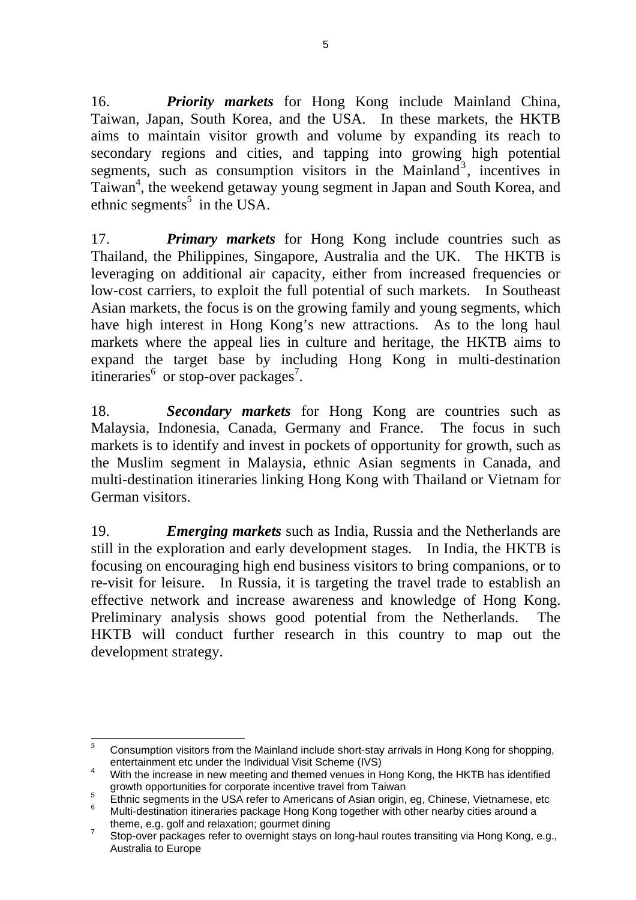16. ***Priority markets*** for Hong Kong include Mainland China, Taiwan, Japan, South Korea, and the USA. In these markets, the HKTB aims to maintain visitor growth and volume by expanding its reach to secondary regions and cities, and tapping into growing high potential segments, such as consumption visitors in the Mainland[3], incentives in Taiwan[4], the weekend getaway young segment in Japan and South Korea, and ethnic segments[5] in the USA.

17. ***Primary markets*** for Hong Kong include countries such as Thailand, the Philippines, Singapore, Australia and the UK. The HKTB is leveraging on additional air capacity, either from increased frequencies or low-cost carriers, to exploit the full potential of such markets. In Southeast Asian markets, the focus is on the growing family and young segments, which have high interest in Hong Kong's new attractions. As to the long haul markets where the appeal lies in culture and heritage, the HKTB aims to expand the target base by including Hong Kong in multi-destination itineraries[6] or stop-over packages[7].

18. ***Secondary markets*** for Hong Kong are countries such as Malaysia, Indonesia, Canada, Germany and France. The focus in such markets is to identify and invest in pockets of opportunity for growth, such as the Muslim segment in Malaysia, ethnic Asian segments in Canada, and multi-destination itineraries linking Hong Kong with Thailand or Vietnam for German visitors.

19. ***Emerging markets*** such as India, Russia and the Netherlands are still in the exploration and early development stages. In India, the HKTB is focusing on encouraging high end business visitors to bring companions, or to re-visit for leisure. In Russia, it is targeting the travel trade to establish an effective network and increase awareness and knowledge of Hong Kong. Preliminary analysis shows good potential from the Netherlands. The HKTB will conduct further research in this country to map out the development strategy.

---

[3] Consumption visitors from the Mainland include short-stay arrivals in Hong Kong for shopping, entertainment etc under the Individual Visit Scheme (IVS)

[4] With the increase in new meeting and themed venues in Hong Kong, the HKTB has identified growth opportunities for corporate incentive travel from Taiwan

[5] Ethnic segments in the USA refer to Americans of Asian origin, eg, Chinese, Vietnamese, etc

[6] Multi-destination itineraries package Hong Kong together with other nearby cities around a theme, e.g. golf and relaxation; gourmet dining

[7] Stop-over packages refer to overnight stays on long-haul routes transiting via Hong Kong, e.g., Australia to Europe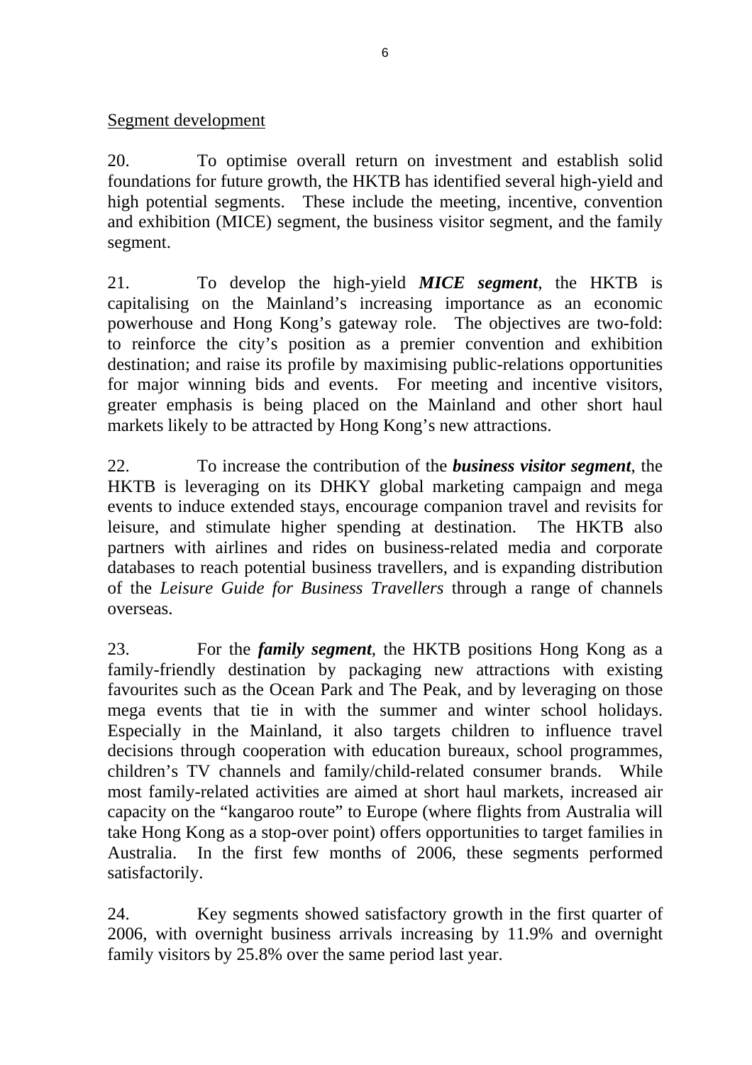Segment development

20. To optimise overall return on investment and establish solid foundations for future growth, the HKTB has identified several high-yield and high potential segments. These include the meeting, incentive, convention and exhibition (MICE) segment, the business visitor segment, and the family segment.

21. To develop the high-yield ***MICE segment***, the HKTB is capitalising on the Mainland's increasing importance as an economic powerhouse and Hong Kong's gateway role. The objectives are two-fold: to reinforce the city's position as a premier convention and exhibition destination; and raise its profile by maximising public-relations opportunities for major winning bids and events. For meeting and incentive visitors, greater emphasis is being placed on the Mainland and other short haul markets likely to be attracted by Hong Kong's new attractions.

22. To increase the contribution of the ***business visitor segment***, the HKTB is leveraging on its DHKY global marketing campaign and mega events to induce extended stays, encourage companion travel and revisits for leisure, and stimulate higher spending at destination. The HKTB also partners with airlines and rides on business-related media and corporate databases to reach potential business travellers, and is expanding distribution of the *Leisure Guide for Business Travellers* through a range of channels overseas.

23. For the ***family segment***, the HKTB positions Hong Kong as a family-friendly destination by packaging new attractions with existing favourites such as the Ocean Park and The Peak, and by leveraging on those mega events that tie in with the summer and winter school holidays. Especially in the Mainland, it also targets children to influence travel decisions through cooperation with education bureaux, school programmes, children's TV channels and family/child-related consumer brands. While most family-related activities are aimed at short haul markets, increased air capacity on the "kangaroo route" to Europe (where flights from Australia will take Hong Kong as a stop-over point) offers opportunities to target families in Australia. In the first few months of 2006, these segments performed satisfactorily.

24. Key segments showed satisfactory growth in the first quarter of 2006, with overnight business arrivals increasing by 11.9% and overnight family visitors by 25.8% over the same period last year.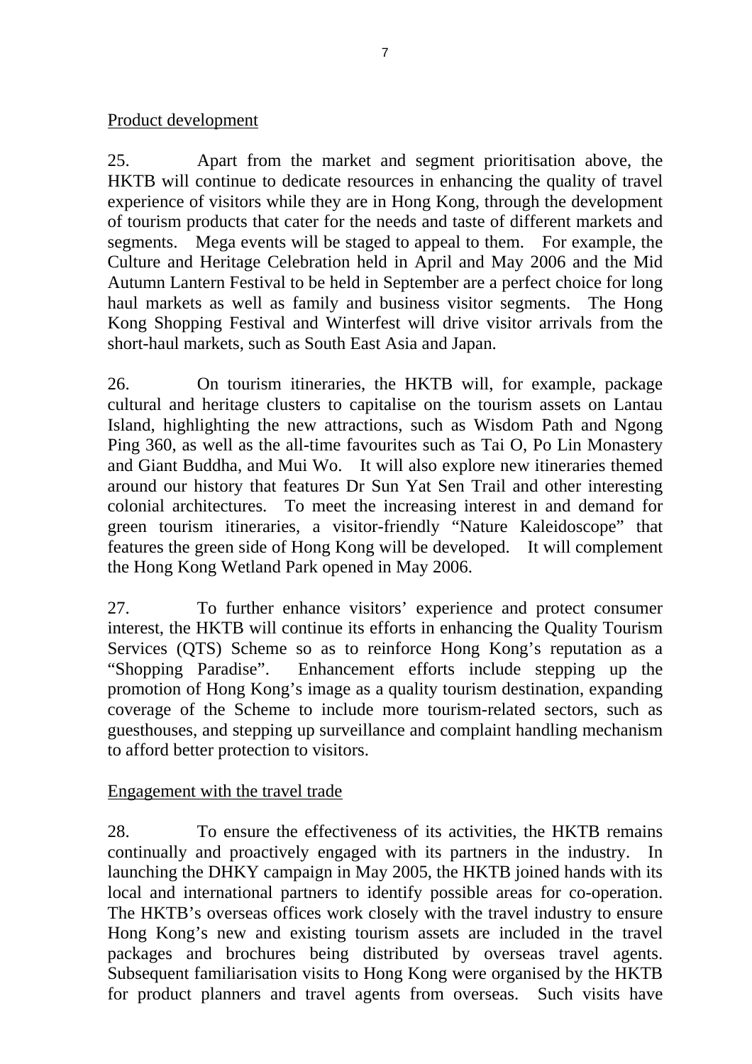Product development

25. Apart from the market and segment prioritisation above, the HKTB will continue to dedicate resources in enhancing the quality of travel experience of visitors while they are in Hong Kong, through the development of tourism products that cater for the needs and taste of different markets and segments. Mega events will be staged to appeal to them. For example, the Culture and Heritage Celebration held in April and May 2006 and the Mid Autumn Lantern Festival to be held in September are a perfect choice for long haul markets as well as family and business visitor segments. The Hong Kong Shopping Festival and Winterfest will drive visitor arrivals from the short-haul markets, such as South East Asia and Japan.

26. On tourism itineraries, the HKTB will, for example, package cultural and heritage clusters to capitalise on the tourism assets on Lantau Island, highlighting the new attractions, such as Wisdom Path and Ngong Ping 360, as well as the all-time favourites such as Tai O, Po Lin Monastery and Giant Buddha, and Mui Wo. It will also explore new itineraries themed around our history that features Dr Sun Yat Sen Trail and other interesting colonial architectures. To meet the increasing interest in and demand for green tourism itineraries, a visitor-friendly "Nature Kaleidoscope" that features the green side of Hong Kong will be developed. It will complement the Hong Kong Wetland Park opened in May 2006.

27. To further enhance visitors' experience and protect consumer interest, the HKTB will continue its efforts in enhancing the Quality Tourism Services (QTS) Scheme so as to reinforce Hong Kong's reputation as a "Shopping Paradise". Enhancement efforts include stepping up the promotion of Hong Kong's image as a quality tourism destination, expanding coverage of the Scheme to include more tourism-related sectors, such as guesthouses, and stepping up surveillance and complaint handling mechanism to afford better protection to visitors.

Engagement with the travel trade

28. To ensure the effectiveness of its activities, the HKTB remains continually and proactively engaged with its partners in the industry. In launching the DHKY campaign in May 2005, the HKTB joined hands with its local and international partners to identify possible areas for co-operation. The HKTB's overseas offices work closely with the travel industry to ensure Hong Kong's new and existing tourism assets are included in the travel packages and brochures being distributed by overseas travel agents. Subsequent familiarisation visits to Hong Kong were organised by the HKTB for product planners and travel agents from overseas. Such visits have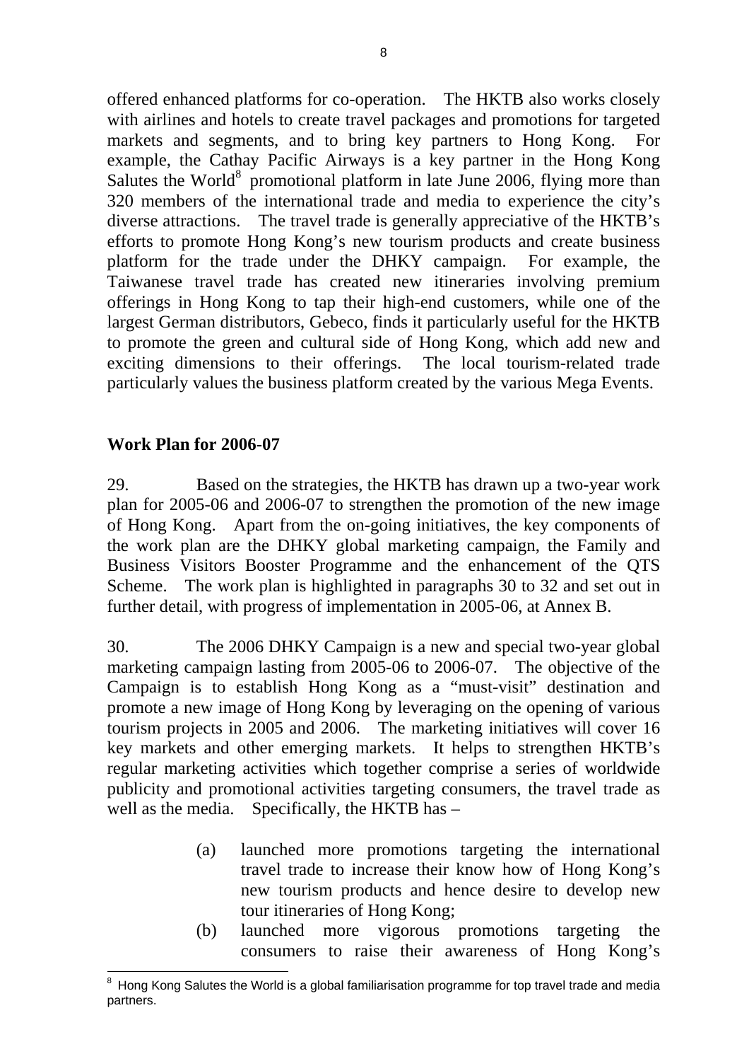offered enhanced platforms for co-operation. The HKTB also works closely with airlines and hotels to create travel packages and promotions for targeted markets and segments, and to bring key partners to Hong Kong. For example, the Cathay Pacific Airways is a key partner in the Hong Kong Salutes the World[8] promotional platform in late June 2006, flying more than 320 members of the international trade and media to experience the city's diverse attractions. The travel trade is generally appreciative of the HKTB's efforts to promote Hong Kong's new tourism products and create business platform for the trade under the DHKY campaign. For example, the Taiwanese travel trade has created new itineraries involving premium offerings in Hong Kong to tap their high-end customers, while one of the largest German distributors, Gebeco, finds it particularly useful for the HKTB to promote the green and cultural side of Hong Kong, which add new and exciting dimensions to their offerings. The local tourism-related trade particularly values the business platform created by the various Mega Events.

**Work Plan for 2006-07**

29. Based on the strategies, the HKTB has drawn up a two-year work plan for 2005-06 and 2006-07 to strengthen the promotion of the new image of Hong Kong. Apart from the on-going initiatives, the key components of the work plan are the DHKY global marketing campaign, the Family and Business Visitors Booster Programme and the enhancement of the QTS Scheme. The work plan is highlighted in paragraphs 30 to 32 and set out in further detail, with progress of implementation in 2005-06, at Annex B.

30. The 2006 DHKY Campaign is a new and special two-year global marketing campaign lasting from 2005-06 to 2006-07. The objective of the Campaign is to establish Hong Kong as a "must-visit" destination and promote a new image of Hong Kong by leveraging on the opening of various tourism projects in 2005 and 2006. The marketing initiatives will cover 16 key markets and other emerging markets. It helps to strengthen HKTB's regular marketing activities which together comprise a series of worldwide publicity and promotional activities targeting consumers, the travel trade as well as the media. Specifically, the HKTB has –

(a) launched more promotions targeting the international travel trade to increase their know how of Hong Kong's new tourism products and hence desire to develop new tour itineraries of Hong Kong;

(b) launched more vigorous promotions targeting the consumers to raise their awareness of Hong Kong's

---

[8] Hong Kong Salutes the World is a global familiarisation programme for top travel trade and media partners.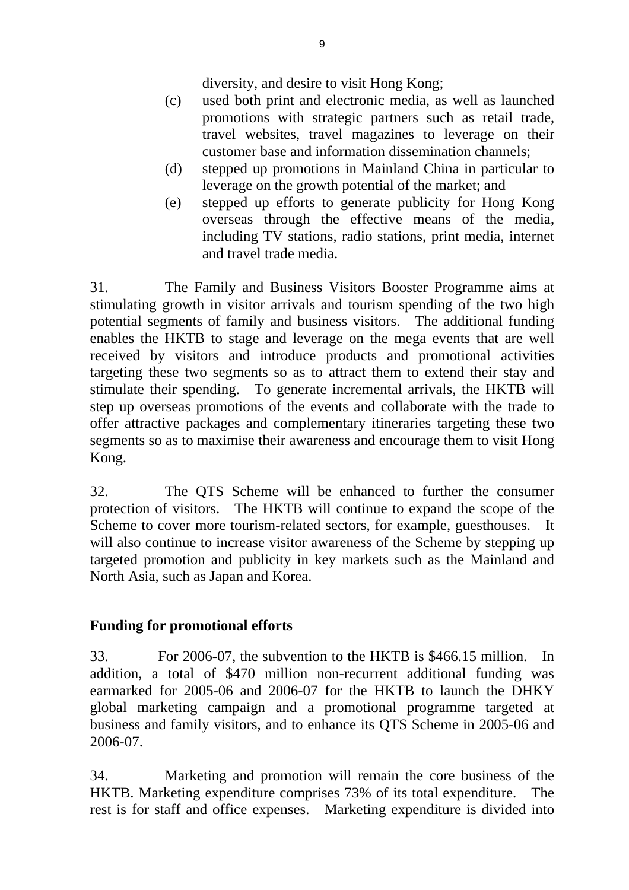diversity, and desire to visit Hong Kong;

(c) used both print and electronic media, as well as launched promotions with strategic partners such as retail trade, travel websites, travel magazines to leverage on their customer base and information dissemination channels;

(d) stepped up promotions in Mainland China in particular to leverage on the growth potential of the market; and

(e) stepped up efforts to generate publicity for Hong Kong overseas through the effective means of the media, including TV stations, radio stations, print media, internet and travel trade media.

31. The Family and Business Visitors Booster Programme aims at stimulating growth in visitor arrivals and tourism spending of the two high potential segments of family and business visitors. The additional funding enables the HKTB to stage and leverage on the mega events that are well received by visitors and introduce products and promotional activities targeting these two segments so as to attract them to extend their stay and stimulate their spending. To generate incremental arrivals, the HKTB will step up overseas promotions of the events and collaborate with the trade to offer attractive packages and complementary itineraries targeting these two segments so as to maximise their awareness and encourage them to visit Hong Kong.

32. The QTS Scheme will be enhanced to further the consumer protection of visitors. The HKTB will continue to expand the scope of the Scheme to cover more tourism-related sectors, for example, guesthouses. It will also continue to increase visitor awareness of the Scheme by stepping up targeted promotion and publicity in key markets such as the Mainland and North Asia, such as Japan and Korea.

**Funding for promotional efforts**

33. For 2006-07, the subvention to the HKTB is $466.15 million. In addition, a total of $470 million non-recurrent additional funding was earmarked for 2005-06 and 2006-07 for the HKTB to launch the DHKY global marketing campaign and a promotional programme targeted at business and family visitors, and to enhance its QTS Scheme in 2005-06 and 2006-07.

34. Marketing and promotion will remain the core business of the HKTB. Marketing expenditure comprises 73% of its total expenditure. The rest is for staff and office expenses. Marketing expenditure is divided into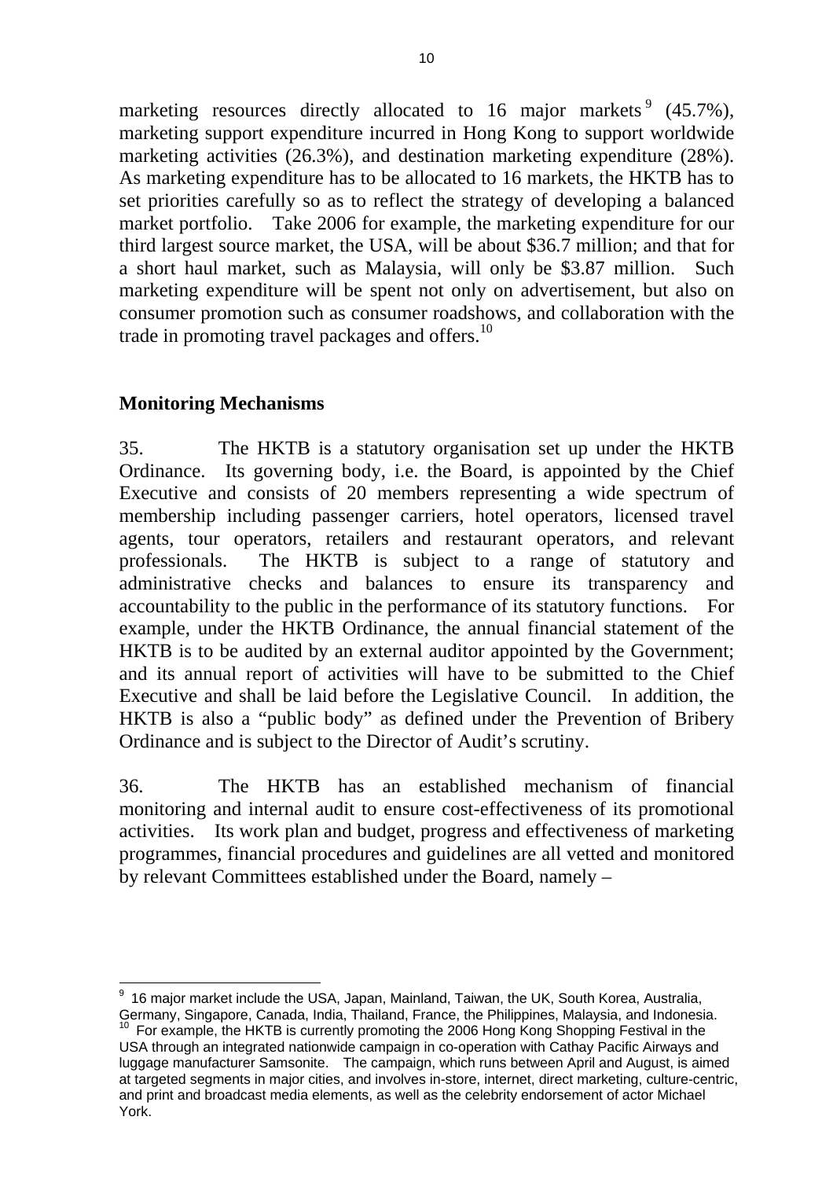marketing resources directly allocated to 16 major markets[9] (45.7%), marketing support expenditure incurred in Hong Kong to support worldwide marketing activities (26.3%), and destination marketing expenditure (28%). As marketing expenditure has to be allocated to 16 markets, the HKTB has to set priorities carefully so as to reflect the strategy of developing a balanced market portfolio. Take 2006 for example, the marketing expenditure for our third largest source market, the USA, will be about $36.7 million; and that for a short haul market, such as Malaysia, will only be $3.87 million. Such marketing expenditure will be spent not only on advertisement, but also on consumer promotion such as consumer roadshows, and collaboration with the trade in promoting travel packages and offers.[10]

## Monitoring Mechanisms

35. The HKTB is a statutory organisation set up under the HKTB Ordinance. Its governing body, i.e. the Board, is appointed by the Chief Executive and consists of 20 members representing a wide spectrum of membership including passenger carriers, hotel operators, licensed travel agents, tour operators, retailers and restaurant operators, and relevant professionals. The HKTB is subject to a range of statutory and administrative checks and balances to ensure its transparency and accountability to the public in the performance of its statutory functions. For example, under the HKTB Ordinance, the annual financial statement of the HKTB is to be audited by an external auditor appointed by the Government; and its annual report of activities will have to be submitted to the Chief Executive and shall be laid before the Legislative Council. In addition, the HKTB is also a "public body" as defined under the Prevention of Bribery Ordinance and is subject to the Director of Audit's scrutiny.

36. The HKTB has an established mechanism of financial monitoring and internal audit to ensure cost-effectiveness of its promotional activities. Its work plan and budget, progress and effectiveness of marketing programmes, financial procedures and guidelines are all vetted and monitored by relevant Committees established under the Board, namely –

---

[9] 16 major market include the USA, Japan, Mainland, Taiwan, the UK, South Korea, Australia, Germany, Singapore, Canada, India, Thailand, France, the Philippines, Malaysia, and Indonesia.

[10] For example, the HKTB is currently promoting the 2006 Hong Kong Shopping Festival in the USA through an integrated nationwide campaign in co-operation with Cathay Pacific Airways and luggage manufacturer Samsonite. The campaign, which runs between April and August, is aimed at targeted segments in major cities, and involves in-store, internet, direct marketing, culture-centric, and print and broadcast media elements, as well as the celebrity endorsement of actor Michael York.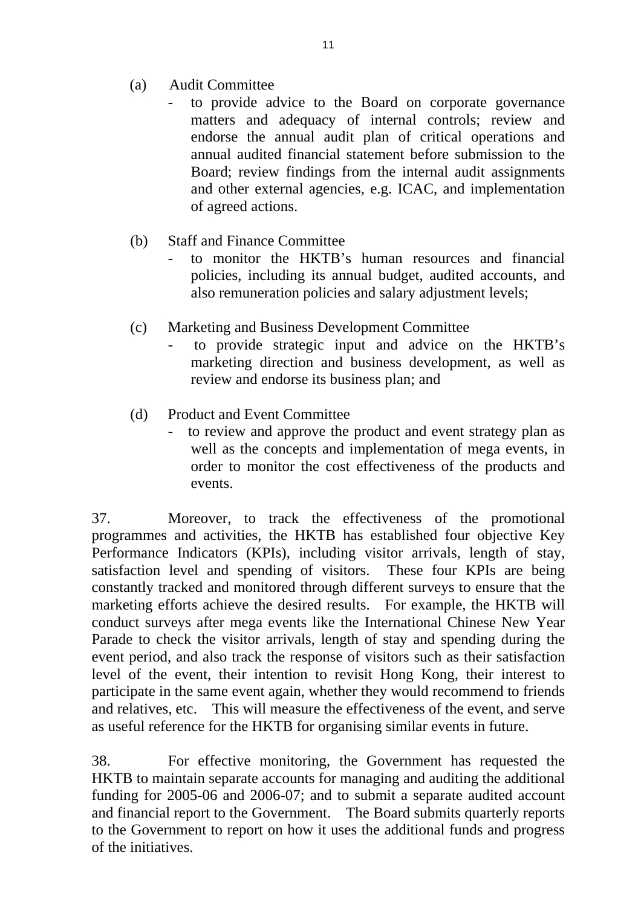(a) Audit Committee

- to provide advice to the Board on corporate governance matters and adequacy of internal controls; review and endorse the annual audit plan of critical operations and annual audited financial statement before submission to the Board; review findings from the internal audit assignments and other external agencies, e.g. ICAC, and implementation of agreed actions.

(b) Staff and Finance Committee

- to monitor the HKTB's human resources and financial policies, including its annual budget, audited accounts, and also remuneration policies and salary adjustment levels;

(c) Marketing and Business Development Committee

- to provide strategic input and advice on the HKTB's marketing direction and business development, as well as review and endorse its business plan; and

(d) Product and Event Committee

- to review and approve the product and event strategy plan as well as the concepts and implementation of mega events, in order to monitor the cost effectiveness of the products and events.

37. Moreover, to track the effectiveness of the promotional programmes and activities, the HKTB has established four objective Key Performance Indicators (KPIs), including visitor arrivals, length of stay, satisfaction level and spending of visitors. These four KPIs are being constantly tracked and monitored through different surveys to ensure that the marketing efforts achieve the desired results. For example, the HKTB will conduct surveys after mega events like the International Chinese New Year Parade to check the visitor arrivals, length of stay and spending during the event period, and also track the response of visitors such as their satisfaction level of the event, their intention to revisit Hong Kong, their interest to participate in the same event again, whether they would recommend to friends and relatives, etc. This will measure the effectiveness of the event, and serve as useful reference for the HKTB for organising similar events in future.

38. For effective monitoring, the Government has requested the HKTB to maintain separate accounts for managing and auditing the additional funding for 2005-06 and 2006-07; and to submit a separate audited account and financial report to the Government. The Board submits quarterly reports to the Government to report on how it uses the additional funds and progress of the initiatives.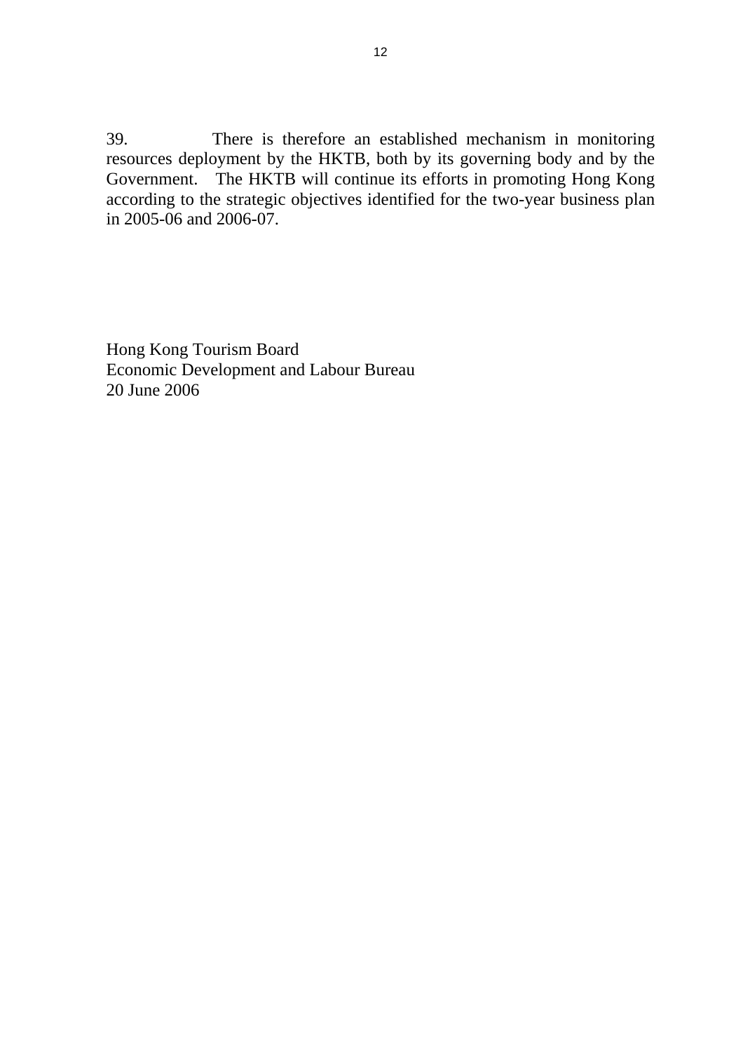39. There is therefore an established mechanism in monitoring resources deployment by the HKTB, both by its governing body and by the Government. The HKTB will continue its efforts in promoting Hong Kong according to the strategic objectives identified for the two-year business plan in 2005-06 and 2006-07.

Hong Kong Tourism Board
Economic Development and Labour Bureau
20 June 2006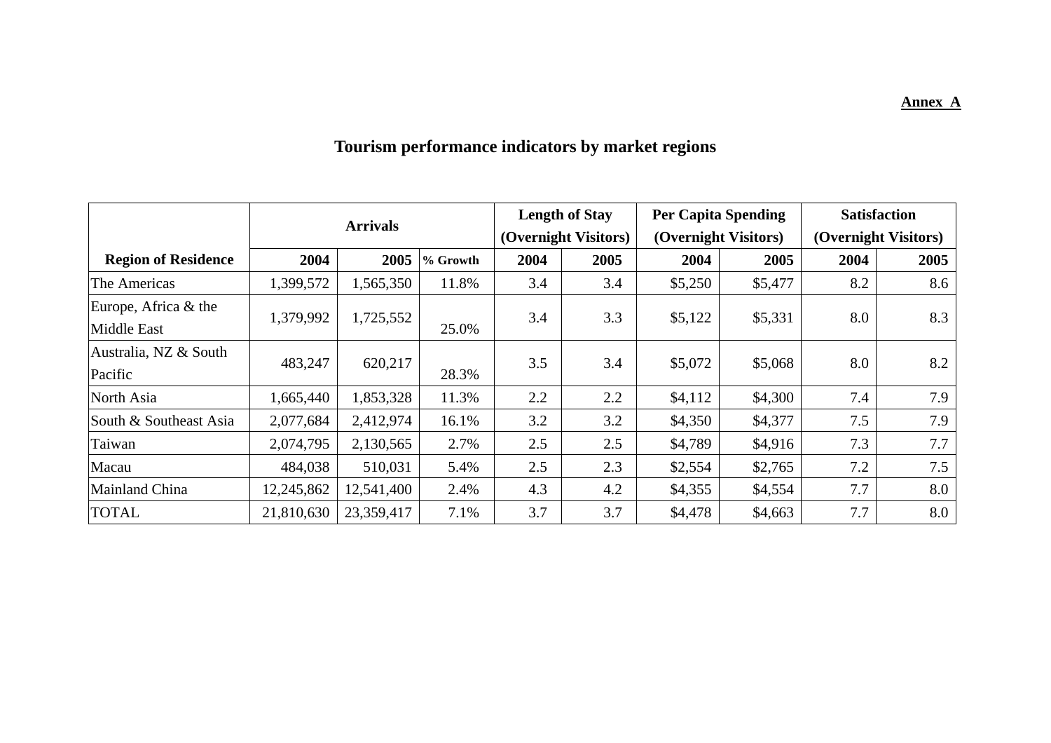**Annex A**

# Tourism performance indicators by market regions

| Region of Residence | Arrivals | | | Length of Stay (Overnight Visitors) | | Per Capita Spending (Overnight Visitors) | | Satisfaction (Overnight Visitors) | |
|---|---|---|---|---|---|---|---|---|---|
| | 2004 | 2005 | % Growth | 2004 | 2005 | 2004 | 2005 | 2004 | 2005 |
| The Americas | 1,399,572 | 1,565,350 | 11.8% | 3.4 | 3.4 | $5,250 | $5,477 | 8.2 | 8.6 |
| Europe, Africa & the Middle East | 1,379,992 | 1,725,552 | 25.0% | 3.4 | 3.3 | $5,122 | $5,331 | 8.0 | 8.3 |
| Australia, NZ & South Pacific | 483,247 | 620,217 | 28.3% | 3.5 | 3.4 | $5,072 | $5,068 | 8.0 | 8.2 |
| North Asia | 1,665,440 | 1,853,328 | 11.3% | 2.2 | 2.2 | $4,112 | $4,300 | 7.4 | 7.9 |
| South & Southeast Asia | 2,077,684 | 2,412,974 | 16.1% | 3.2 | 3.2 | $4,350 | $4,377 | 7.5 | 7.9 |
| Taiwan | 2,074,795 | 2,130,565 | 2.7% | 2.5 | 2.5 | $4,789 | $4,916 | 7.3 | 7.7 |
| Macau | 484,038 | 510,031 | 5.4% | 2.5 | 2.3 | $2,554 | $2,765 | 7.2 | 7.5 |
| Mainland China | 12,245,862 | 12,541,400 | 2.4% | 4.3 | 4.2 | $4,355 | $4,554 | 7.7 | 8.0 |
| TOTAL | 21,810,630 | 23,359,417 | 7.1% | 3.7 | 3.7 | $4,478 | $4,663 | 7.7 | 8.0 |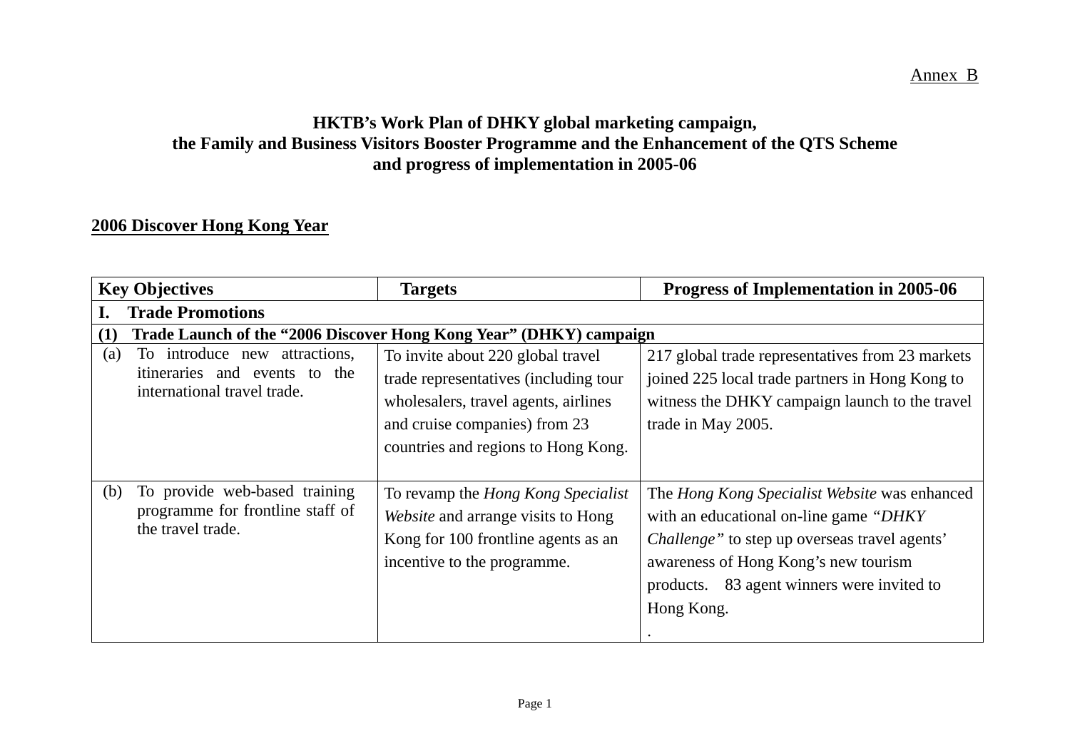Annex B

# HKTB's Work Plan of DHKY global marketing campaign, the Family and Business Visitors Booster Programme and the Enhancement of the QTS Scheme and progress of implementation in 2005-06

## 2006 Discover Hong Kong Year

| Key Objectives | Targets | Progress of Implementation in 2005-06 |
|---|---|---|
| **I. Trade Promotions** | | |
| **(1) Trade Launch of the "2006 Discover Hong Kong Year" (DHKY) campaign** | | |
| (a) To introduce new attractions, itineraries and events to the international travel trade. | To invite about 220 global travel trade representatives (including tour wholesalers, travel agents, airlines and cruise companies) from 23 countries and regions to Hong Kong. | 217 global trade representatives from 23 markets joined 225 local trade partners in Hong Kong to witness the DHKY campaign launch to the travel trade in May 2005. |
| (b) To provide web-based training programme for frontline staff of the travel trade. | To revamp the *Hong Kong Specialist Website* and arrange visits to Hong Kong for 100 frontline agents as an incentive to the programme. | The *Hong Kong Specialist Website* was enhanced with an educational on-line game *"DHKY Challenge"* to step up overseas travel agents' awareness of Hong Kong's new tourism products. 83 agent winners were invited to Hong Kong. . |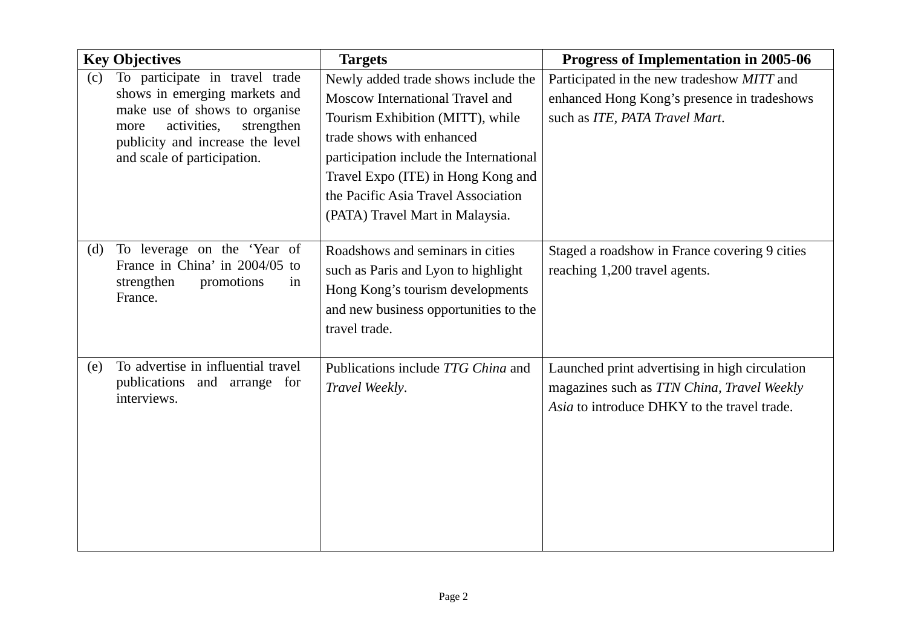| Key Objectives | Targets | Progress of Implementation in 2005-06 |
|---|---|---|
| (c) To participate in travel trade shows in emerging markets and make use of shows to organise more activities, strengthen publicity and increase the level and scale of participation. | Newly added trade shows include the Moscow International Travel and Tourism Exhibition (MITT), while trade shows with enhanced participation include the International Travel Expo (ITE) in Hong Kong and the Pacific Asia Travel Association (PATA) Travel Mart in Malaysia. | Participated in the new tradeshow *MITT* and enhanced Hong Kong’s presence in tradeshows such as *ITE, PATA Travel Mart*. |
| (d) To leverage on the ‘Year of France in China’ in 2004/05 to strengthen promotions in France. | Roadshows and seminars in cities such as Paris and Lyon to highlight Hong Kong’s tourism developments and new business opportunities to the travel trade. | Staged a roadshow in France covering 9 cities reaching 1,200 travel agents. |
| (e) To advertise in influential travel publications and arrange for interviews. | Publications include *TTG China* and *Travel Weekly*. | Launched print advertising in high circulation magazines such as *TTN China, Travel Weekly Asia* to introduce DHKY to the travel trade. |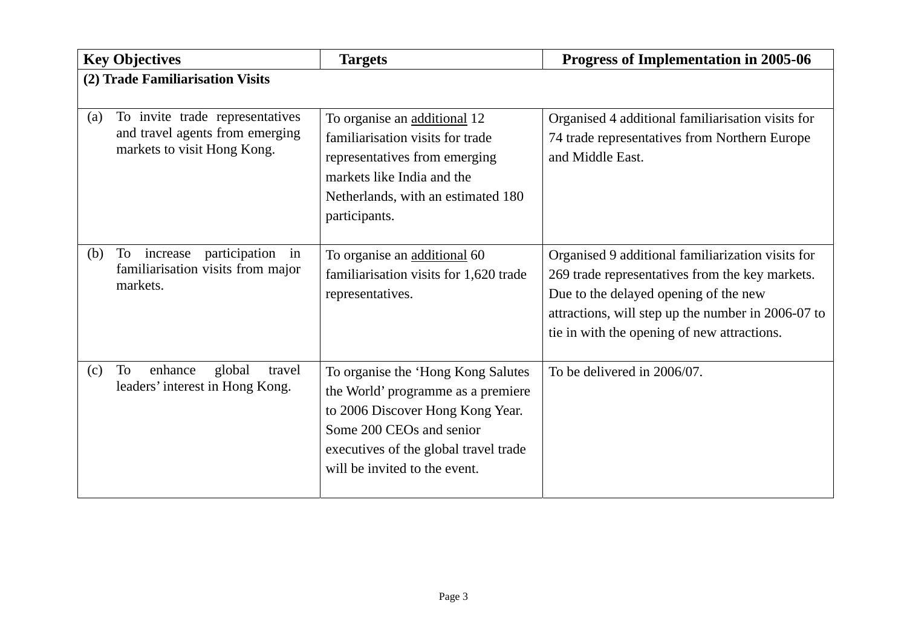| Key Objectives | Targets | Progress of Implementation in 2005-06 |
|---|---|---|
| **(2) Trade Familiarisation Visits** | | |
| (a) To invite trade representatives and travel agents from emerging markets to visit Hong Kong. | To organise an additional 12 familiarisation visits for trade representatives from emerging markets like India and the Netherlands, with an estimated 180 participants. | Organised 4 additional familiarisation visits for 74 trade representatives from Northern Europe and Middle East. |
| (b) To increase participation in familiarisation visits from major markets. | To organise an additional 60 familiarisation visits for 1,620 trade representatives. | Organised 9 additional familiarization visits for 269 trade representatives from the key markets. Due to the delayed opening of the new attractions, will step up the number in 2006-07 to tie in with the opening of new attractions. |
| (c) To enhance global travel leaders' interest in Hong Kong. | To organise the 'Hong Kong Salutes the World' programme as a premiere to 2006 Discover Hong Kong Year. Some 200 CEOs and senior executives of the global travel trade will be invited to the event. | To be delivered in 2006/07. |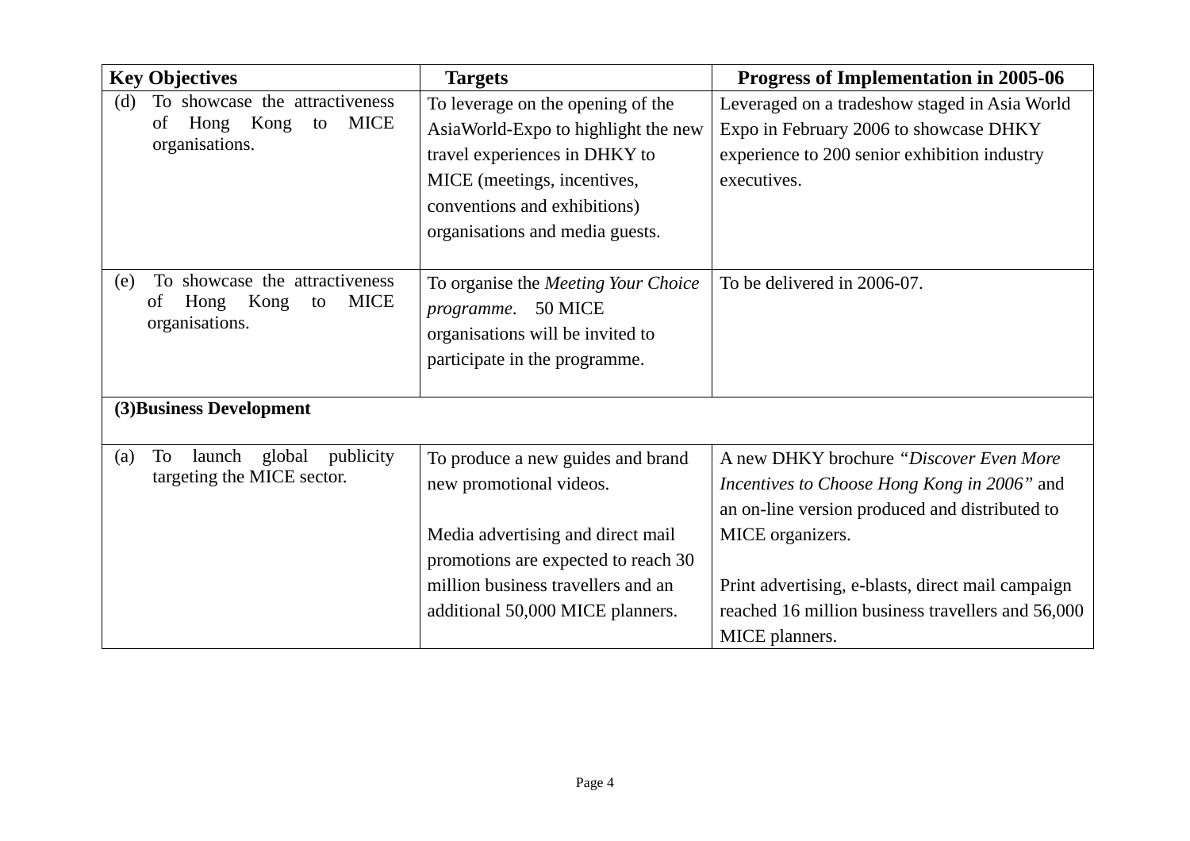| Key Objectives | Targets | Progress of Implementation in 2005-06 |
|---|---|---|
| (d) To showcase the attractiveness of Hong Kong to MICE organisations. | To leverage on the opening of the AsiaWorld-Expo to highlight the new travel experiences in DHKY to MICE (meetings, incentives, conventions and exhibitions) organisations and media guests. | Leveraged on a tradeshow staged in Asia World Expo in February 2006 to showcase DHKY experience to 200 senior exhibition industry executives. |
| (e) To showcase the attractiveness of Hong Kong to MICE organisations. | To organise the *Meeting Your Choice programme*. 50 MICE organisations will be invited to participate in the programme. | To be delivered in 2006-07. |
| **(3)Business Development** | | |
| (a) To launch global publicity targeting the MICE sector. | To produce a new guides and brand new promotional videos.<br><br>Media advertising and direct mail promotions are expected to reach 30 million business travellers and an additional 50,000 MICE planners. | A new DHKY brochure *"Discover Even More Incentives to Choose Hong Kong in 2006"* and an on-line version produced and distributed to MICE organizers.<br><br>Print advertising, e-blasts, direct mail campaign reached 16 million business travellers and 56,000 MICE planners. |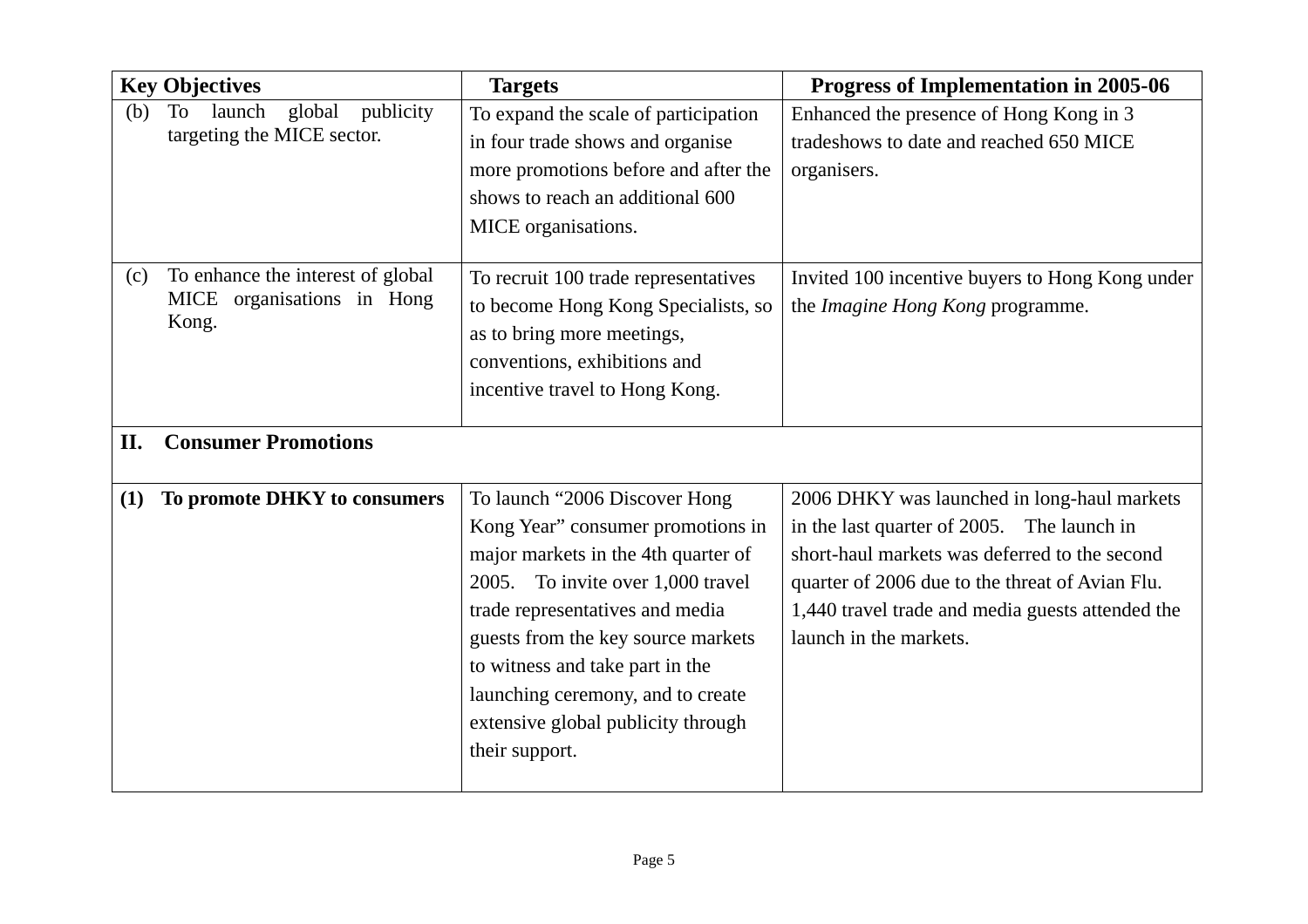| Key Objectives | Targets | Progress of Implementation in 2005-06 |
|---|---|---|
| (b) To launch global publicity targeting the MICE sector. | To expand the scale of participation in four trade shows and organise more promotions before and after the shows to reach an additional 600 MICE organisations. | Enhanced the presence of Hong Kong in 3 tradeshows to date and reached 650 MICE organisers. |
| (c) To enhance the interest of global MICE organisations in Hong Kong. | To recruit 100 trade representatives to become Hong Kong Specialists, so as to bring more meetings, conventions, exhibitions and incentive travel to Hong Kong. | Invited 100 incentive buyers to Hong Kong under the *Imagine Hong Kong* programme. |
| **II. Consumer Promotions** | | |
| **(1) To promote DHKY to consumers** | To launch "2006 Discover Hong Kong Year" consumer promotions in major markets in the 4th quarter of 2005. To invite over 1,000 travel trade representatives and media guests from the key source markets to witness and take part in the launching ceremony, and to create extensive global publicity through their support. | 2006 DHKY was launched in long-haul markets in the last quarter of 2005. The launch in short-haul markets was deferred to the second quarter of 2006 due to the threat of Avian Flu. 1,440 travel trade and media guests attended the launch in the markets. |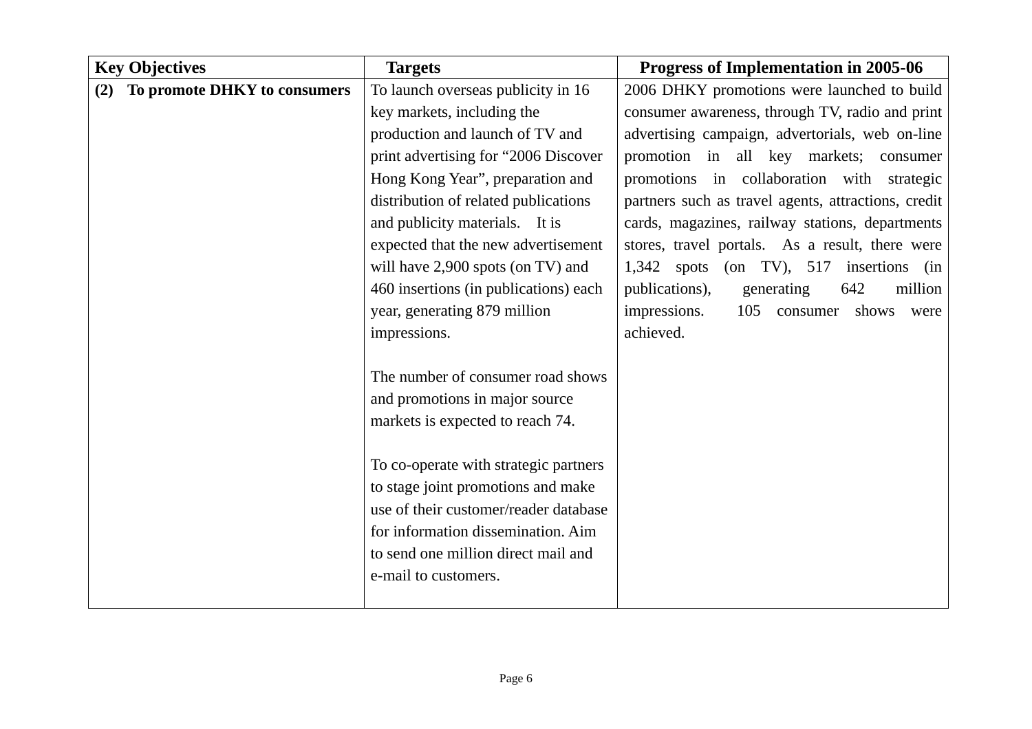| Key Objectives | Targets | Progress of Implementation in 2005-06 |
|---|---|---|
| **(2) To promote DHKY to consumers** | To launch overseas publicity in 16 key markets, including the production and launch of TV and print advertising for "2006 Discover Hong Kong Year", preparation and distribution of related publications and publicity materials. It is expected that the new advertisement will have 2,900 spots (on TV) and 460 insertions (in publications) each year, generating 879 million impressions.<br><br>The number of consumer road shows and promotions in major source markets is expected to reach 74.<br><br>To co-operate with strategic partners to stage joint promotions and make use of their customer/reader database for information dissemination. Aim to send one million direct mail and e-mail to customers. | 2006 DHKY promotions were launched to build consumer awareness, through TV, radio and print advertising campaign, advertorials, web on-line promotion in all key markets; consumer promotions in collaboration with strategic partners such as travel agents, attractions, credit cards, magazines, railway stations, departments stores, travel portals. As a result, there were 1,342 spots (on TV), 517 insertions (in publications), generating 642 million impressions. 105 consumer shows were achieved. |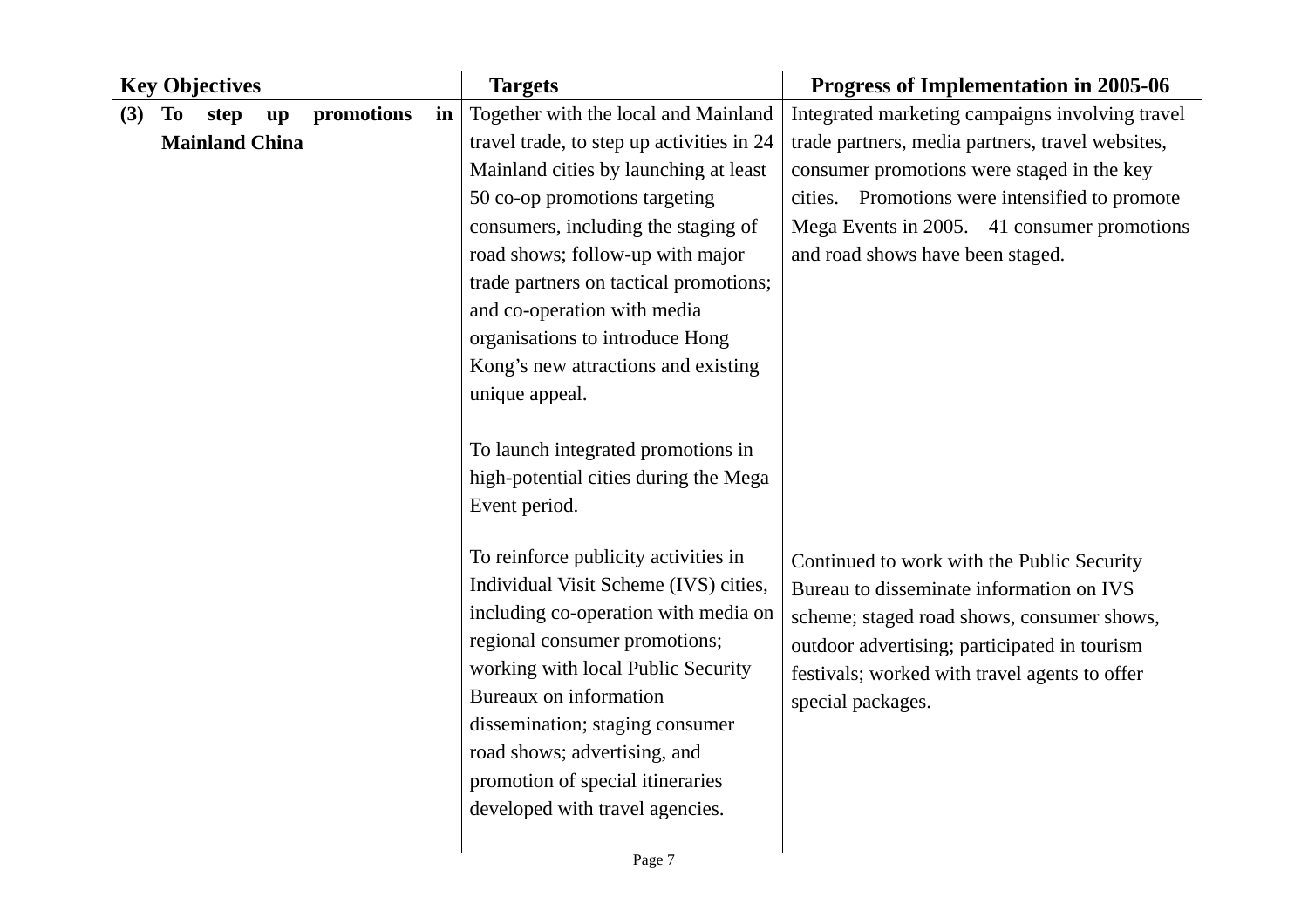| Key Objectives | Targets | Progress of Implementation in 2005-06 |
|---|---|---|
| **(3) To step up promotions in Mainland China** | Together with the local and Mainland travel trade, to step up activities in 24 Mainland cities by launching at least 50 co-op promotions targeting consumers, including the staging of road shows; follow-up with major trade partners on tactical promotions; and co-operation with media organisations to introduce Hong Kong's new attractions and existing unique appeal. | Integrated marketing campaigns involving travel trade partners, media partners, travel websites, consumer promotions were staged in the key cities. Promotions were intensified to promote Mega Events in 2005. 41 consumer promotions and road shows have been staged. |
| | To launch integrated promotions in high-potential cities during the Mega Event period. | |
| | To reinforce publicity activities in Individual Visit Scheme (IVS) cities, including co-operation with media on regional consumer promotions; working with local Public Security Bureaux on information dissemination; staging consumer road shows; advertising, and promotion of special itineraries developed with travel agencies. | Continued to work with the Public Security Bureau to disseminate information on IVS scheme; staged road shows, consumer shows, outdoor advertising; participated in tourism festivals; worked with travel agents to offer special packages. |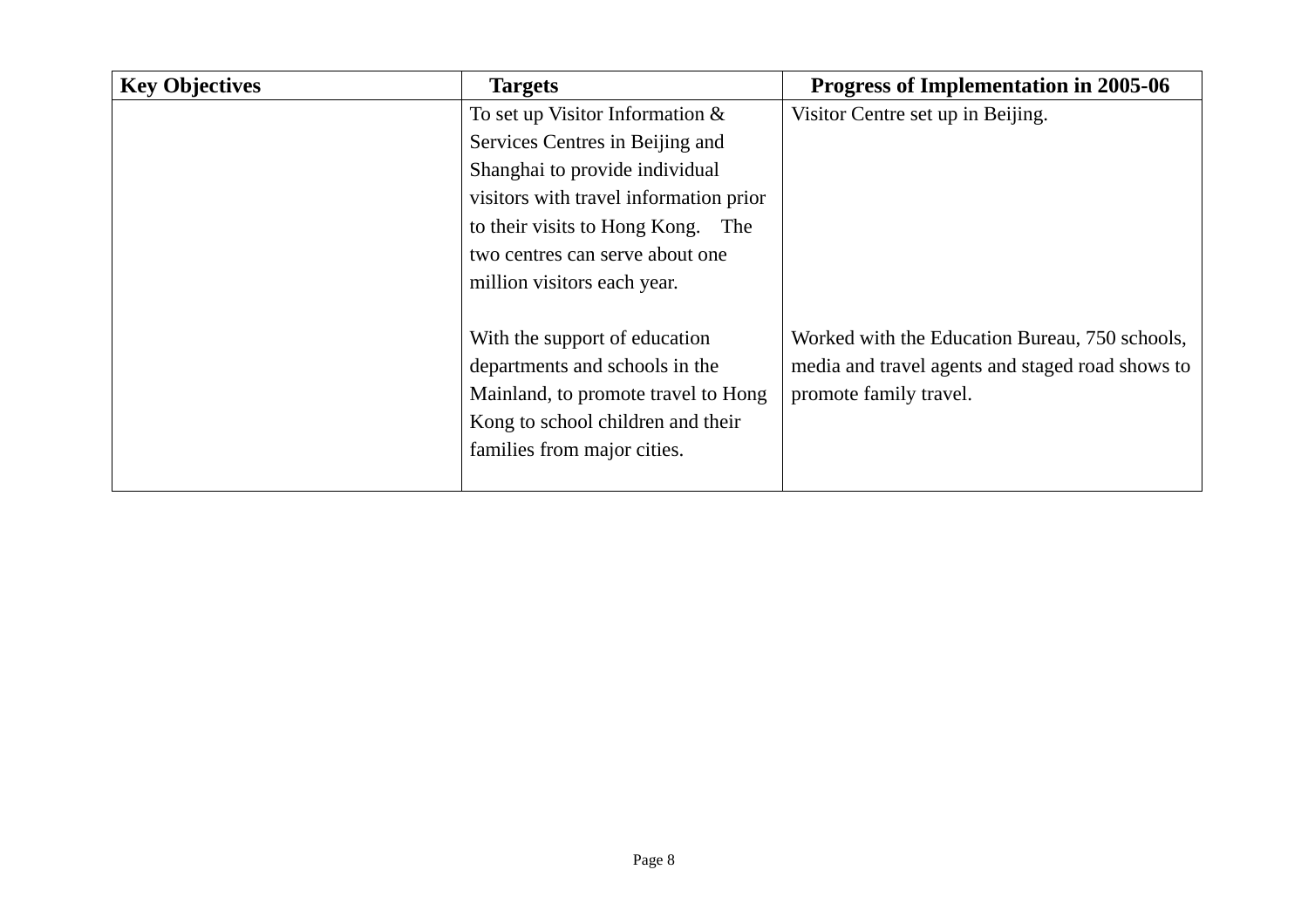| Key Objectives | Targets | Progress of Implementation in 2005-06 |
| --- | --- | --- |
| | To set up Visitor Information & Services Centres in Beijing and Shanghai to provide individual visitors with travel information prior to their visits to Hong Kong. The two centres can serve about one million visitors each year. | Visitor Centre set up in Beijing. |
| | With the support of education departments and schools in the Mainland, to promote travel to Hong Kong to school children and their families from major cities. | Worked with the Education Bureau, 750 schools, media and travel agents and staged road shows to promote family travel. |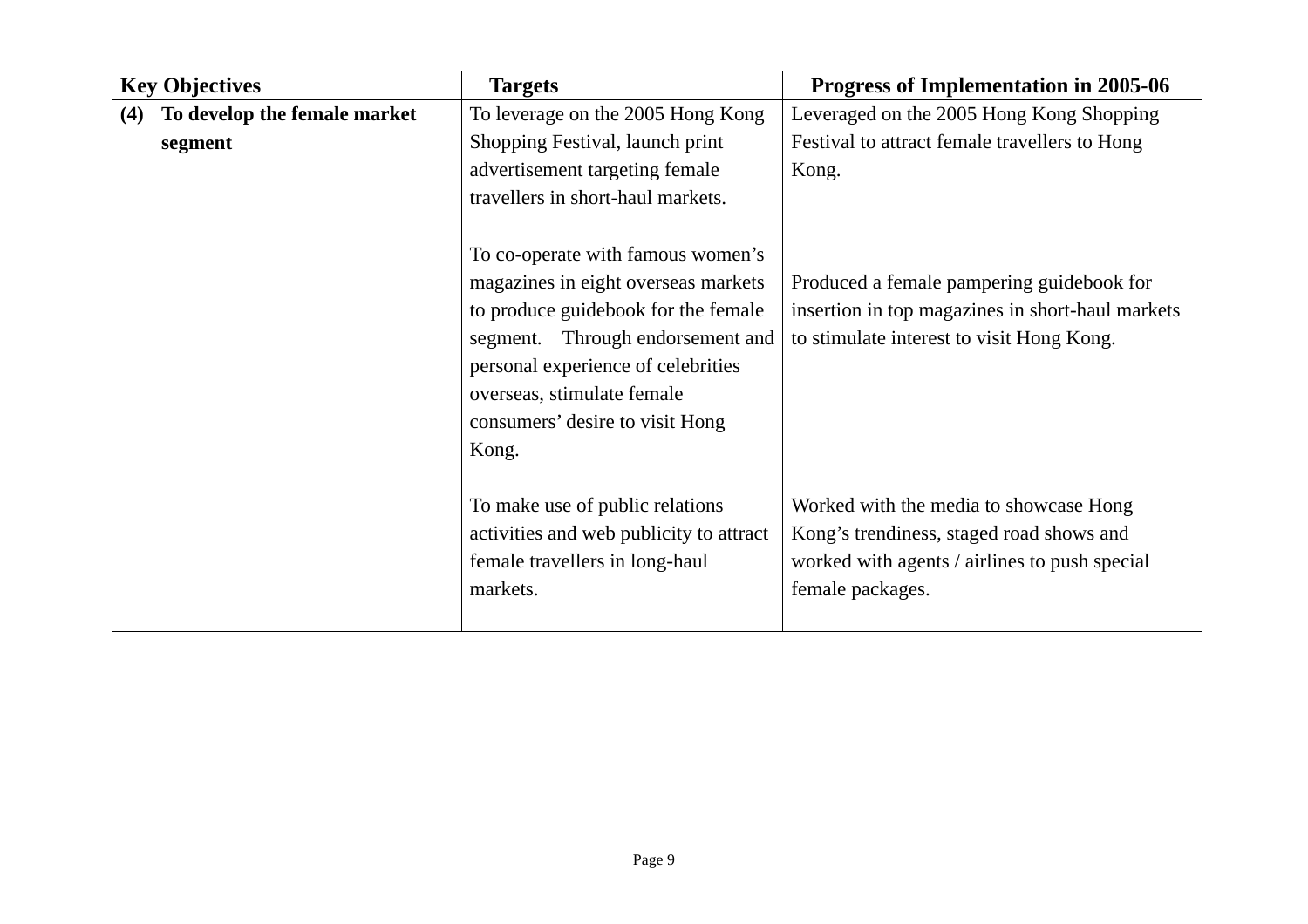| Key Objectives | Targets | Progress of Implementation in 2005-06 |
|---|---|---|
| **(4) To develop the female market segment** | To leverage on the 2005 Hong Kong Shopping Festival, launch print advertisement targeting female travellers in short-haul markets. | Leveraged on the 2005 Hong Kong Shopping Festival to attract female travellers to Hong Kong. |
| | To co-operate with famous women's magazines in eight overseas markets to produce guidebook for the female segment. Through endorsement and personal experience of celebrities overseas, stimulate female consumers' desire to visit Hong Kong. | Produced a female pampering guidebook for insertion in top magazines in short-haul markets to stimulate interest to visit Hong Kong. |
| | To make use of public relations activities and web publicity to attract female travellers in long-haul markets. | Worked with the media to showcase Hong Kong's trendiness, staged road shows and worked with agents / airlines to push special female packages. |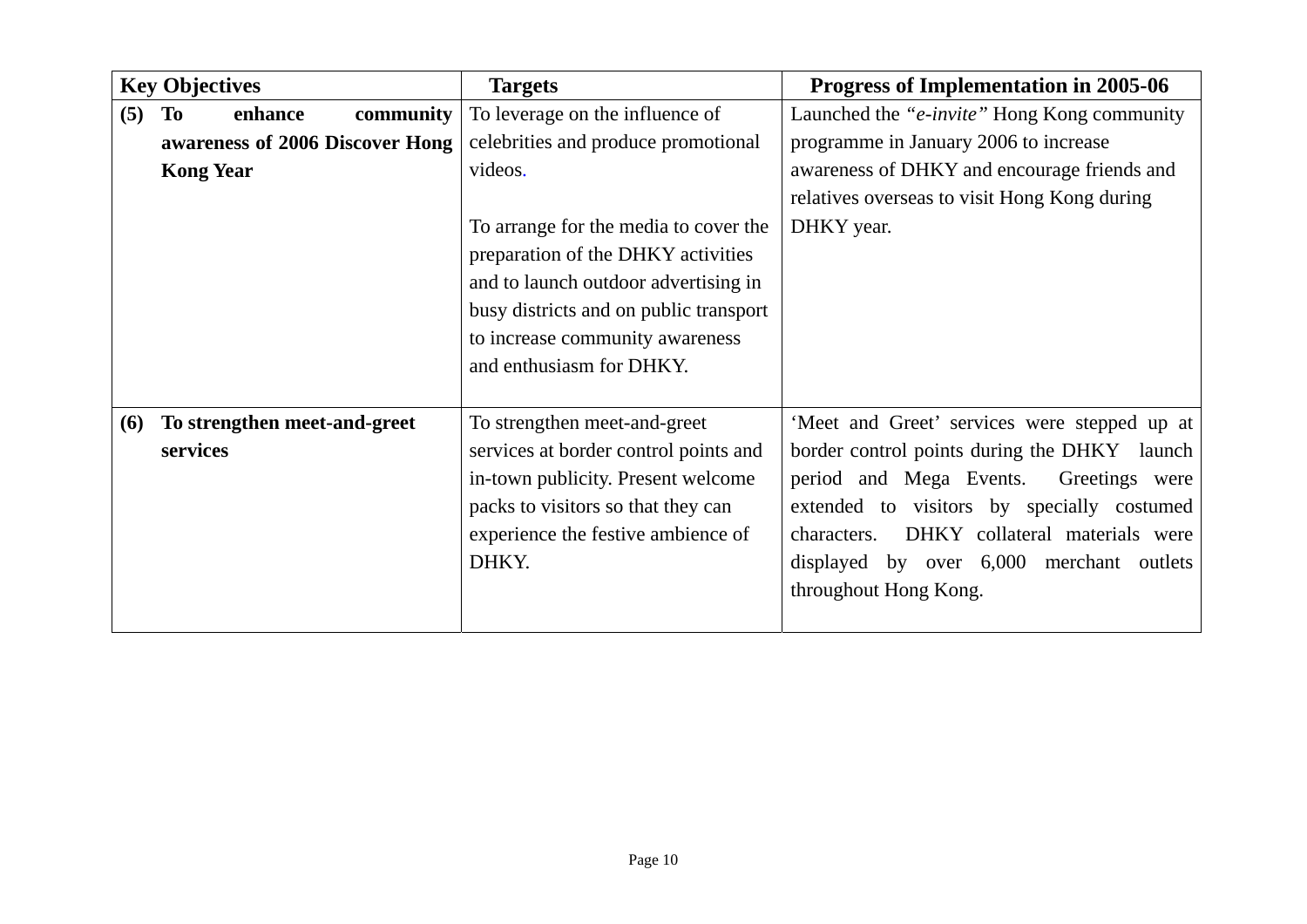| Key Objectives | Targets | Progress of Implementation in 2005-06 |
|---|---|---|
| **(5) To enhance community awareness of 2006 Discover Hong Kong Year** | To leverage on the influence of celebrities and produce promotional videos.<br><br>To arrange for the media to cover the preparation of the DHKY activities and to launch outdoor advertising in busy districts and on public transport to increase community awareness and enthusiasm for DHKY. | Launched the *"e-invite"* Hong Kong community programme in January 2006 to increase awareness of DHKY and encourage friends and relatives overseas to visit Hong Kong during DHKY year. |
| **(6) To strengthen meet-and-greet services** | To strengthen meet-and-greet services at border control points and in-town publicity. Present welcome packs to visitors so that they can experience the festive ambience of DHKY. | 'Meet and Greet' services were stepped up at border control points during the DHKY launch period and Mega Events. Greetings were extended to visitors by specially costumed characters. DHKY collateral materials were displayed by over 6,000 merchant outlets throughout Hong Kong. |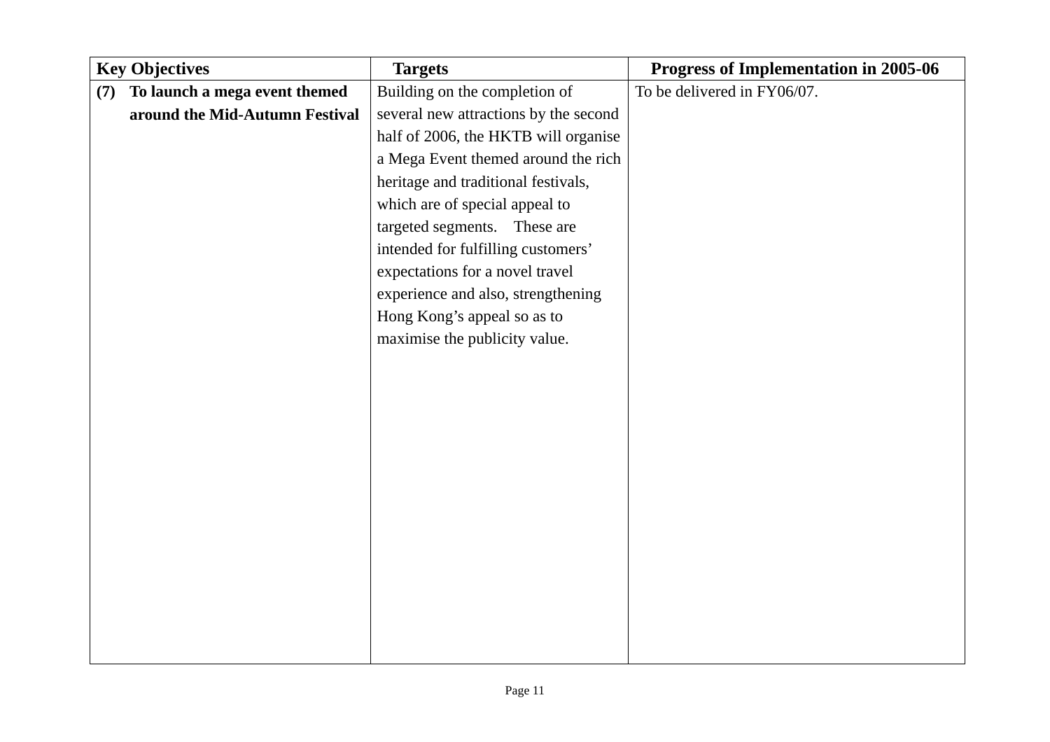| Key Objectives | Targets | Progress of Implementation in 2005-06 |
|---|---|---|
| **(7) To launch a mega event themed around the Mid-Autumn Festival** | Building on the completion of several new attractions by the second half of 2006, the HKTB will organise a Mega Event themed around the rich heritage and traditional festivals, which are of special appeal to targeted segments. These are intended for fulfilling customers' expectations for a novel travel experience and also, strengthening Hong Kong's appeal so as to maximise the publicity value. | To be delivered in FY06/07. |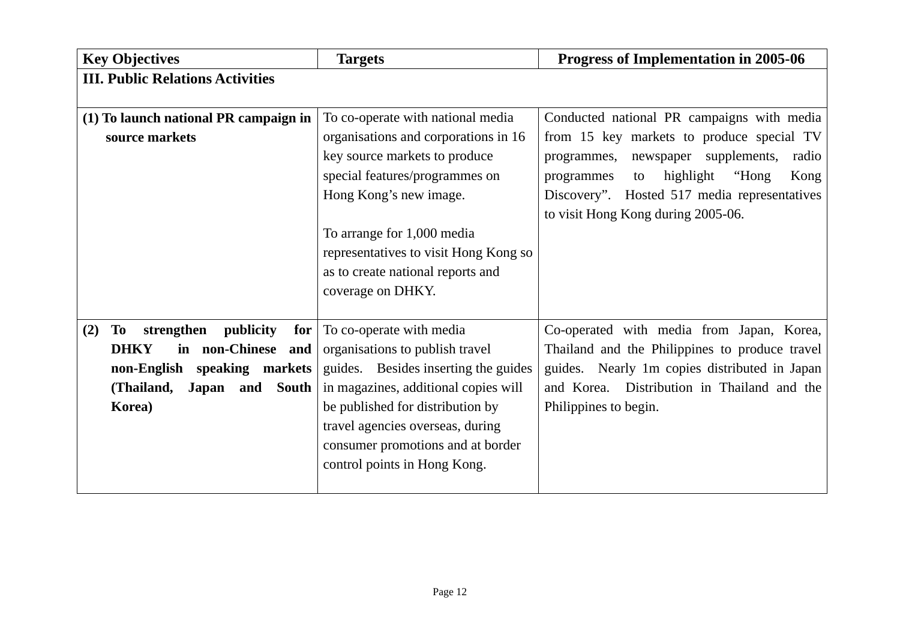| **Key Objectives** | **Targets** | **Progress of Implementation in 2005-06** |
|---|---|---|
| **III. Public Relations Activities** | | |
| **(1) To launch national PR campaign in source markets** | To co-operate with national media organisations and corporations in 16 key source markets to produce special features/programmes on Hong Kong's new image.<br><br>To arrange for 1,000 media representatives to visit Hong Kong so as to create national reports and coverage on DHKY. | Conducted national PR campaigns with media from 15 key markets to produce special TV programmes, newspaper supplements, radio programmes to highlight "Hong Kong Discovery". Hosted 517 media representatives to visit Hong Kong during 2005-06. |
| **(2) To strengthen publicity for DHKY in non-Chinese and non-English speaking markets (Thailand, Japan and South Korea)** | To co-operate with media organisations to publish travel guides. Besides inserting the guides in magazines, additional copies will be published for distribution by travel agencies overseas, during consumer promotions and at border control points in Hong Kong. | Co-operated with media from Japan, Korea, Thailand and the Philippines to produce travel guides. Nearly 1m copies distributed in Japan and Korea. Distribution in Thailand and the Philippines to begin. |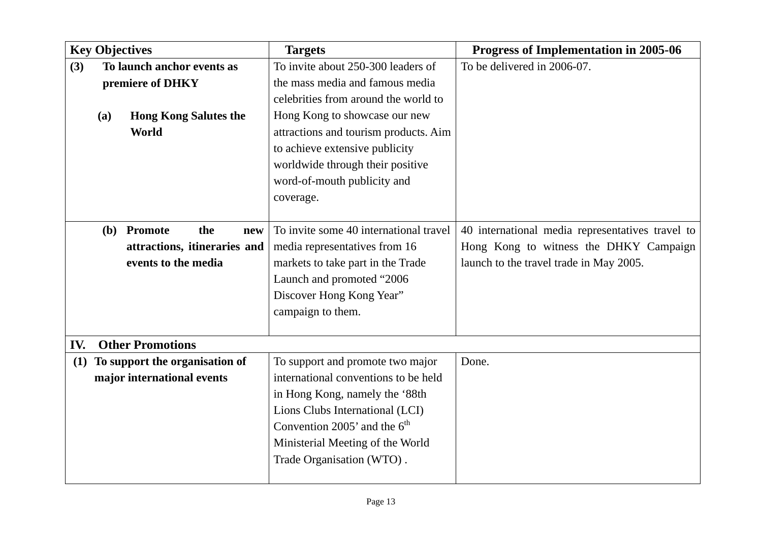| Key Objectives | Targets | Progress of Implementation in 2005-06 |
|---|---|---|
| **(3) To launch anchor events as premiere of DHKY**<br><br>**(a) Hong Kong Salutes the World** | To invite about 250-300 leaders of the mass media and famous media celebrities from around the world to Hong Kong to showcase our new attractions and tourism products. Aim to achieve extensive publicity worldwide through their positive word-of-mouth publicity and coverage. | To be delivered in 2006-07. |
| **(b) Promote the new attractions, itineraries and events to the media** | To invite some 40 international travel media representatives from 16 markets to take part in the Trade Launch and promoted "2006 Discover Hong Kong Year" campaign to them. | 40 international media representatives travel to Hong Kong to witness the DHKY Campaign launch to the travel trade in May 2005. |
| **IV. Other Promotions** | | |
| **(1) To support the organisation of major international events** | To support and promote two major international conventions to be held in Hong Kong, namely the '88th Lions Clubs International (LCI) Convention 2005' and the $6^{th}$ Ministerial Meeting of the World Trade Organisation (WTO) . | Done. |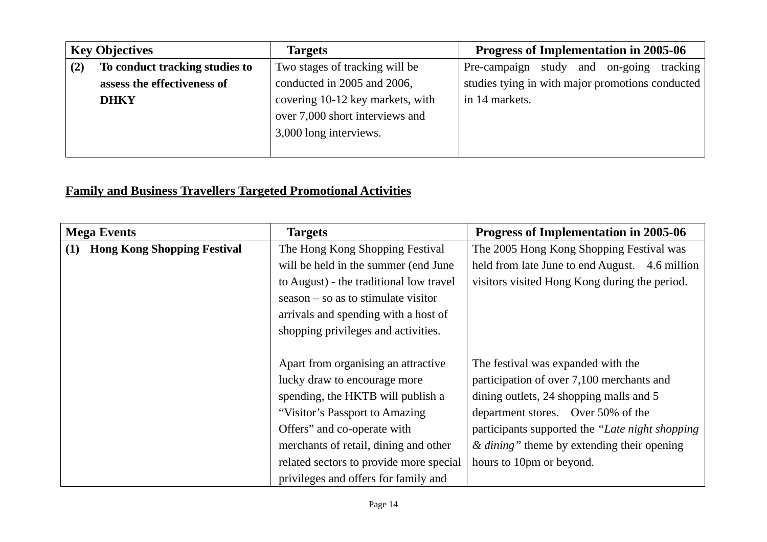| Key Objectives | Targets | Progress of Implementation in 2005-06 |
|---|---|---|
| **(2) To conduct tracking studies to assess the effectiveness of DHKY** | Two stages of tracking will be conducted in 2005 and 2006, covering 10-12 key markets, with over 7,000 short interviews and 3,000 long interviews. | Pre-campaign study and on-going tracking studies tying in with major promotions conducted in 14 markets. |

## Family and Business Travellers Targeted Promotional Activities

| Mega Events | Targets | Progress of Implementation in 2005-06 |
|---|---|---|
| **(1) Hong Kong Shopping Festival** | The Hong Kong Shopping Festival will be held in the summer (end June to August) - the traditional low travel season – so as to stimulate visitor arrivals and spending with a host of shopping privileges and activities. | The 2005 Hong Kong Shopping Festival was held from late June to end August. 4.6 million visitors visited Hong Kong during the period. |
| | Apart from organising an attractive lucky draw to encourage more spending, the HKTB will publish a "Visitor's Passport to Amazing Offers" and co-operate with merchants of retail, dining and other related sectors to provide more special privileges and offers for family and | The festival was expanded with the participation of over 7,100 merchants and dining outlets, 24 shopping malls and 5 department stores. Over 50% of the participants supported the *"Late night shopping & dining"* theme by extending their opening hours to 10pm or beyond. |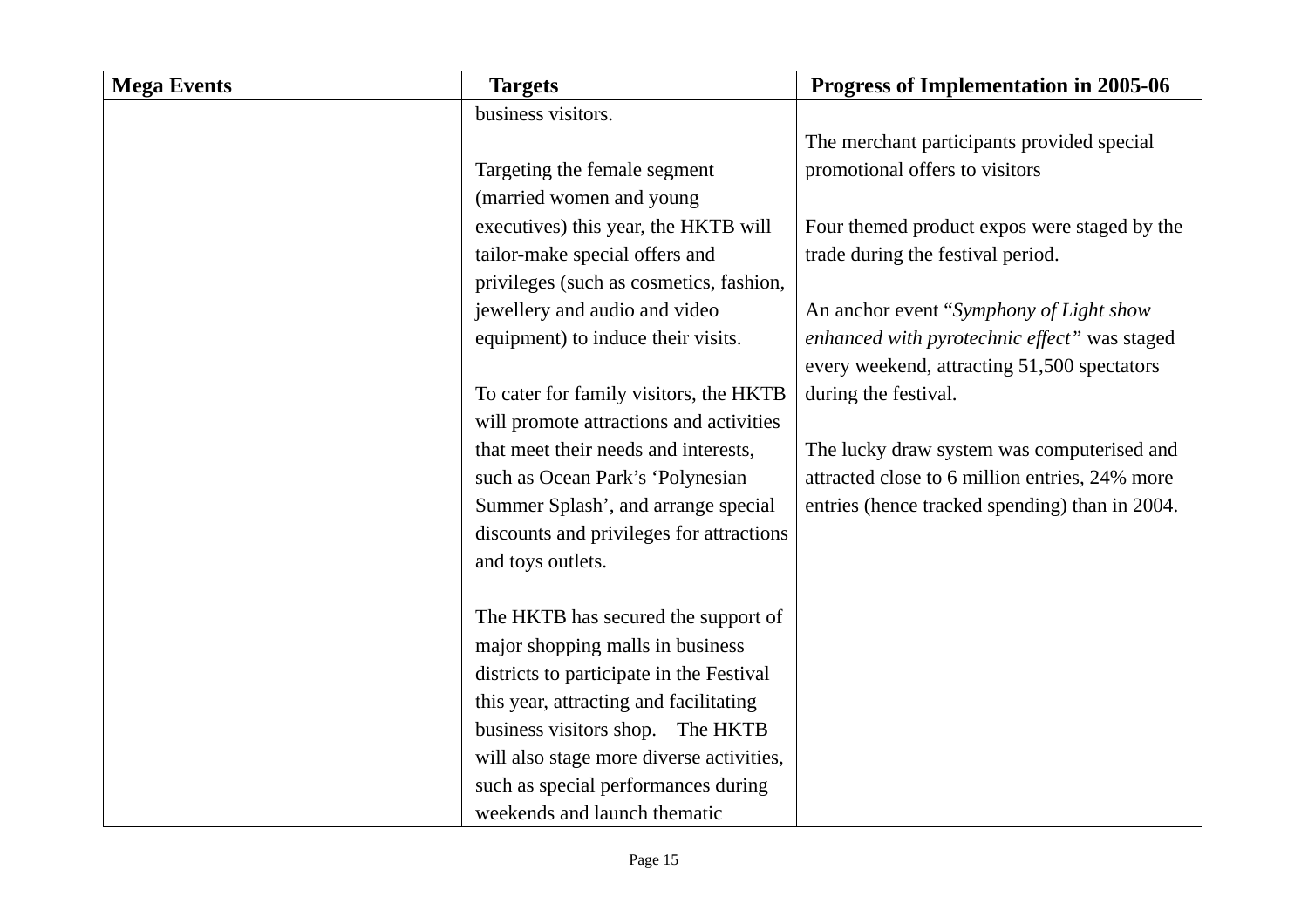| Mega Events | Targets | Progress of Implementation in 2005-06 |
|---|---|---|
| | business visitors.<br><br>Targeting the female segment (married women and young executives) this year, the HKTB will tailor-make special offers and privileges (such as cosmetics, fashion, jewellery and audio and video equipment) to induce their visits.<br><br>To cater for family visitors, the HKTB will promote attractions and activities that meet their needs and interests, such as Ocean Park's 'Polynesian Summer Splash', and arrange special discounts and privileges for attractions and toys outlets.<br><br>The HKTB has secured the support of major shopping malls in business districts to participate in the Festival this year, attracting and facilitating business visitors shop. The HKTB will also stage more diverse activities, such as special performances during weekends and launch thematic | The merchant participants provided special promotional offers to visitors<br><br>Four themed product expos were staged by the trade during the festival period.<br><br>An anchor event "*Symphony of Light show enhanced with pyrotechnic effect"* was staged every weekend, attracting 51,500 spectators during the festival.<br><br>The lucky draw system was computerised and attracted close to 6 million entries, 24% more entries (hence tracked spending) than in 2004. |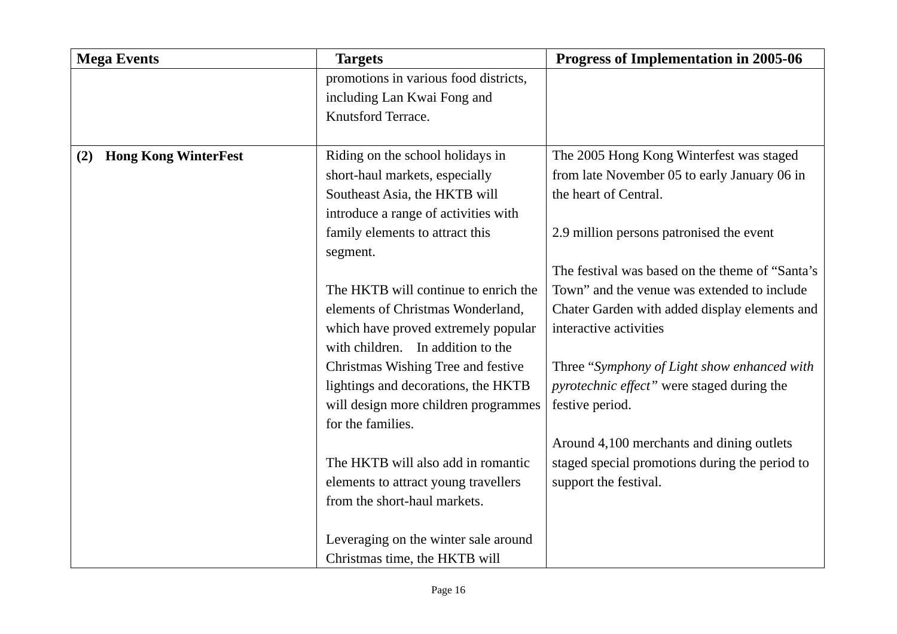| Mega Events | Targets | Progress of Implementation in 2005-06 |
|---|---|---|
| | promotions in various food districts, including Lan Kwai Fong and Knutsford Terrace. | |
| **(2) Hong Kong WinterFest** | Riding on the school holidays in short-haul markets, especially Southeast Asia, the HKTB will introduce a range of activities with family elements to attract this segment.<br><br>The HKTB will continue to enrich the elements of Christmas Wonderland, which have proved extremely popular with children. In addition to the Christmas Wishing Tree and festive lightings and decorations, the HKTB will design more children programmes for the families.<br><br>The HKTB will also add in romantic elements to attract young travellers from the short-haul markets.<br><br>Leveraging on the winter sale around Christmas time, the HKTB will | The 2005 Hong Kong Winterfest was staged from late November 05 to early January 06 in the heart of Central.<br><br>2.9 million persons patronised the event<br><br>The festival was based on the theme of "Santa's Town" and the venue was extended to include Chater Garden with added display elements and interactive activities<br><br>Three "*Symphony of Light show enhanced with pyrotechnic effect"* were staged during the festive period.<br><br>Around 4,100 merchants and dining outlets staged special promotions during the period to support the festival. |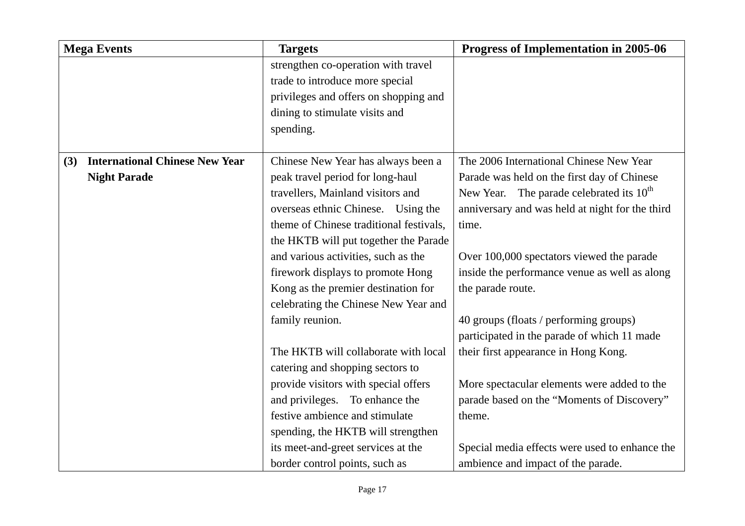| Mega Events | Targets | Progress of Implementation in 2005-06 |
|---|---|---|
| | strengthen co-operation with travel trade to introduce more special privileges and offers on shopping and dining to stimulate visits and spending. | |
| **(3) International Chinese New Year Night Parade** | Chinese New Year has always been a peak travel period for long-haul travellers, Mainland visitors and overseas ethnic Chinese. Using the theme of Chinese traditional festivals, the HKTB will put together the Parade and various activities, such as the firework displays to promote Hong Kong as the premier destination for celebrating the Chinese New Year and family reunion.<br><br>The HKTB will collaborate with local catering and shopping sectors to provide visitors with special offers and privileges. To enhance the festive ambience and stimulate spending, the HKTB will strengthen its meet-and-greet services at the border control points, such as | The 2006 International Chinese New Year Parade was held on the first day of Chinese New Year. The parade celebrated its 10th anniversary and was held at night for the third time.<br><br>Over 100,000 spectators viewed the parade inside the performance venue as well as along the parade route.<br><br>40 groups (floats / performing groups) participated in the parade of which 11 made their first appearance in Hong Kong.<br><br>More spectacular elements were added to the parade based on the "Moments of Discovery" theme.<br><br>Special media effects were used to enhance the ambience and impact of the parade. |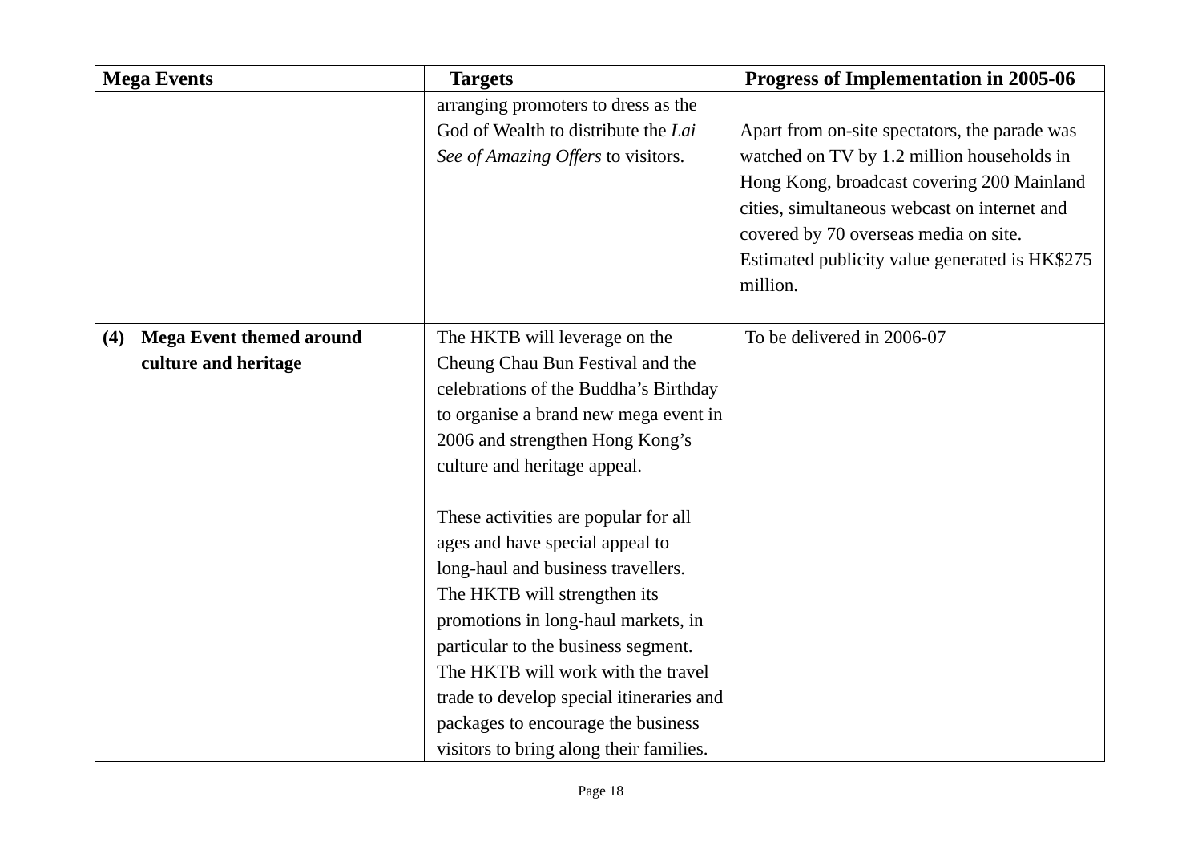| Mega Events | Targets | Progress of Implementation in 2005-06 |
|---|---|---|
| | arranging promoters to dress as the God of Wealth to distribute the *Lai See of Amazing Offers* to visitors. | Apart from on-site spectators, the parade was watched on TV by 1.2 million households in Hong Kong, broadcast covering 200 Mainland cities, simultaneous webcast on internet and covered by 70 overseas media on site. Estimated publicity value generated is HK$275 million. |
| **(4) Mega Event themed around culture and heritage** | The HKTB will leverage on the Cheung Chau Bun Festival and the celebrations of the Buddha's Birthday to organise a brand new mega event in 2006 and strengthen Hong Kong's culture and heritage appeal.<br><br>These activities are popular for all ages and have special appeal to long-haul and business travellers. The HKTB will strengthen its promotions in long-haul markets, in particular to the business segment. The HKTB will work with the travel trade to develop special itineraries and packages to encourage the business visitors to bring along their families. | To be delivered in 2006-07 |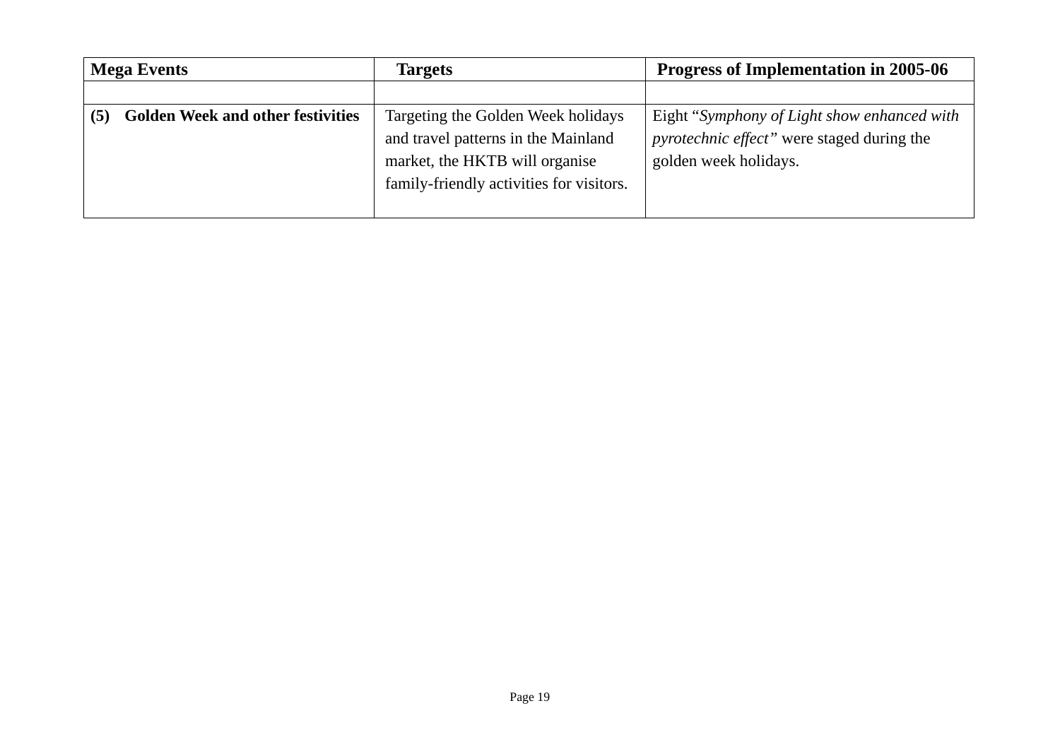| Mega Events | Targets | Progress of Implementation in 2005-06 |
|---|---|---|
| | | |
| **(5) Golden Week and other festivities** | Targeting the Golden Week holidays and travel patterns in the Mainland market, the HKTB will organise family-friendly activities for visitors. | Eight "*Symphony of Light show enhanced with pyrotechnic effect*" were staged during the golden week holidays. |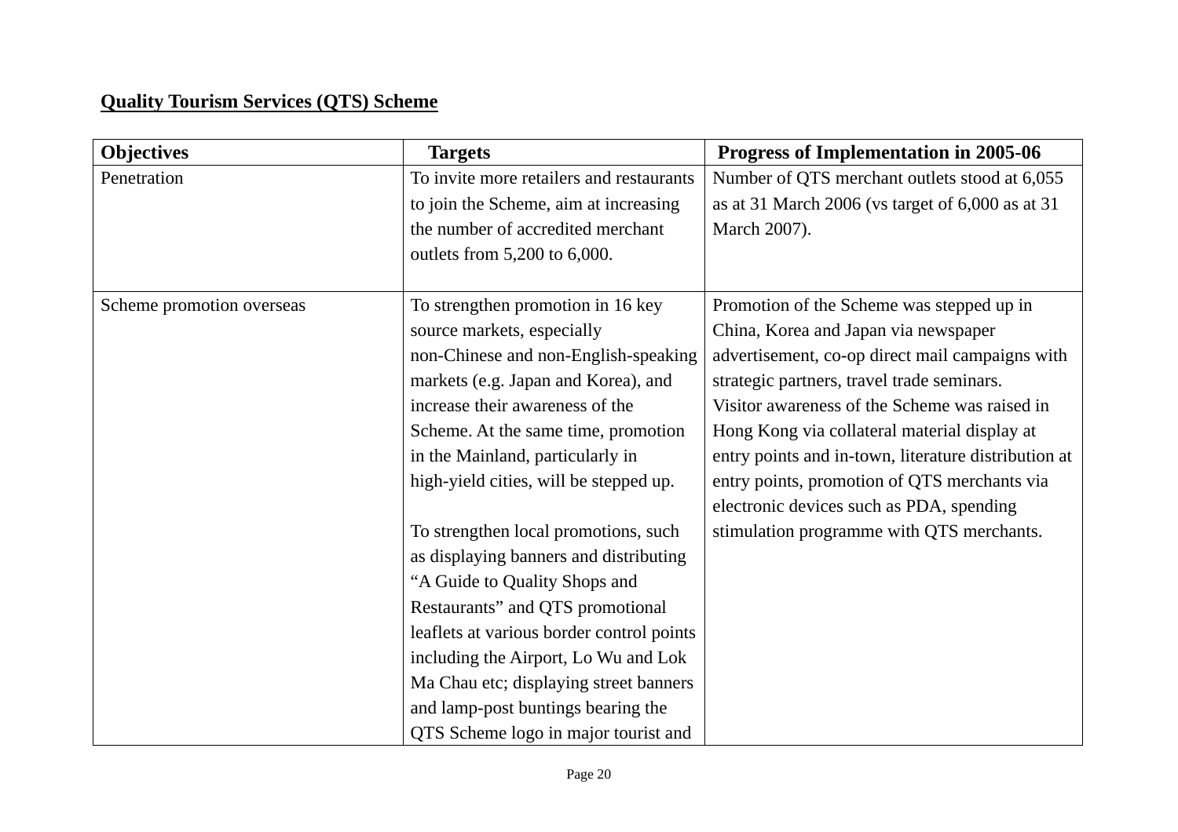**Quality Tourism Services (QTS) Scheme**

| Objectives | Targets | Progress of Implementation in 2005-06 |
|---|---|---|
| Penetration | To invite more retailers and restaurants to join the Scheme, aim at increasing the number of accredited merchant outlets from 5,200 to 6,000. | Number of QTS merchant outlets stood at 6,055 as at 31 March 2006 (vs target of 6,000 as at 31 March 2007). |
| Scheme promotion overseas | To strengthen promotion in 16 key source markets, especially non-Chinese and non-English-speaking markets (e.g. Japan and Korea), and increase their awareness of the Scheme. At the same time, promotion in the Mainland, particularly in high-yield cities, will be stepped up.<br><br>To strengthen local promotions, such as displaying banners and distributing "A Guide to Quality Shops and Restaurants" and QTS promotional leaflets at various border control points including the Airport, Lo Wu and Lok Ma Chau etc; displaying street banners and lamp-post buntings bearing the QTS Scheme logo in major tourist and | Promotion of the Scheme was stepped up in China, Korea and Japan via newspaper advertisement, co-op direct mail campaigns with strategic partners, travel trade seminars.<br>Visitor awareness of the Scheme was raised in Hong Kong via collateral material display at entry points and in-town, literature distribution at entry points, promotion of QTS merchants via electronic devices such as PDA, spending stimulation programme with QTS merchants. |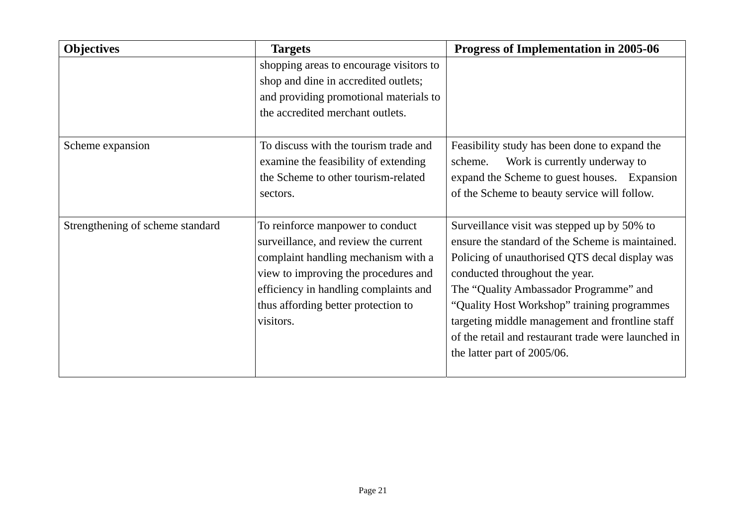| **Objectives** | **Targets** | **Progress of Implementation in 2005-06** |
| --- | --- | --- |
| | shopping areas to encourage visitors to shop and dine in accredited outlets; and providing promotional materials to the accredited merchant outlets. | |
| Scheme expansion | To discuss with the tourism trade and examine the feasibility of extending the Scheme to other tourism-related sectors. | Feasibility study has been done to expand the scheme. Work is currently underway to expand the Scheme to guest houses. Expansion of the Scheme to beauty service will follow. |
| Strengthening of scheme standard | To reinforce manpower to conduct surveillance, and review the current complaint handling mechanism with a view to improving the procedures and efficiency in handling complaints and thus affording better protection to visitors. | Surveillance visit was stepped up by 50% to ensure the standard of the Scheme is maintained. Policing of unauthorised QTS decal display was conducted throughout the year. The “Quality Ambassador Programme” and “Quality Host Workshop” training programmes targeting middle management and frontline staff of the retail and restaurant trade were launched in the latter part of 2005/06. |